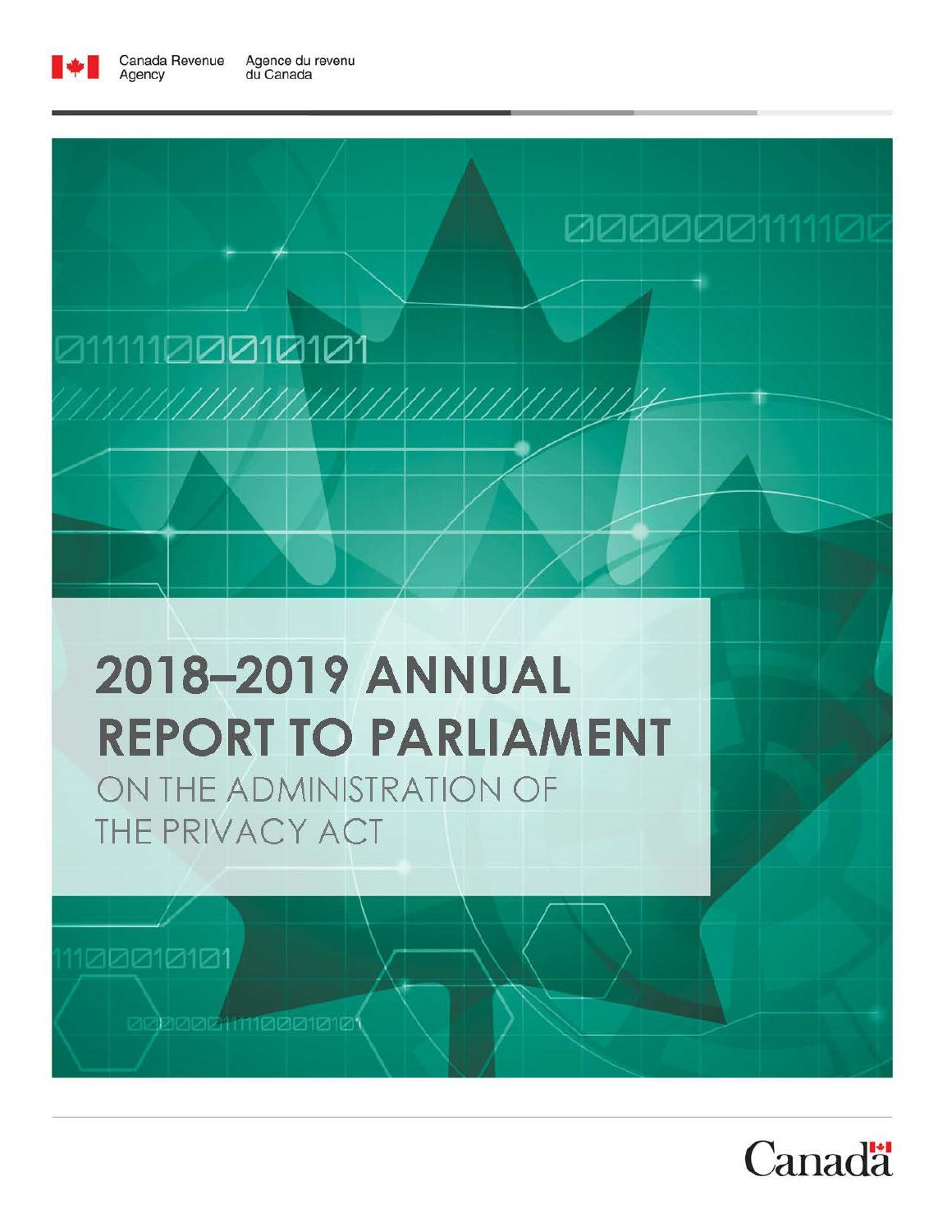Canada Revenue Agency / Agence du revenu du Canada

# 2018–2019 ANNUAL REPORT TO PARLIAMENT

## ON THE ADMINISTRATION OF THE PRIVACY ACT

Canada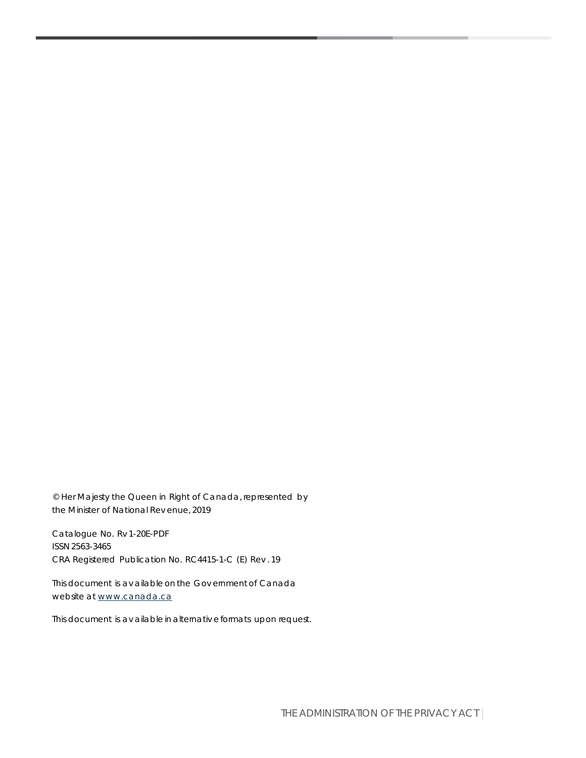© Her Majesty the Queen in Right of Canada, represented by the Minister of National Revenue, 2019

Catalogue No. Rv1-20E-PDF
ISSN 2563-3465
CRA Registered Publication No. RC4415-1-C (E) Rev. 19

This document is available on the Government of Canada website at [www.canada.ca](www.canada.ca)

This document is available in alternative formats upon request.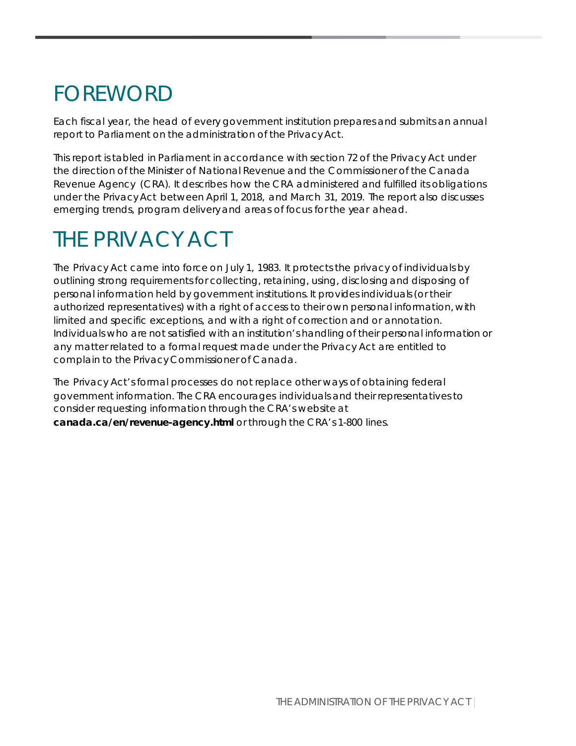# FOREWORD

Each fiscal year, the head of every government institution prepares and submits an annual report to Parliament on the administration of the Privacy Act.

This report is tabled in Parliament in accordance with section 72 of the Privacy Act under the direction of the Minister of National Revenue and the Commissioner of the Canada Revenue Agency (CRA). It describes how the CRA administered and fulfilled its obligations under the Privacy Act between April 1, 2018, and March 31, 2019. The report also discusses emerging trends, program delivery and areas of focus for the year ahead.

# THE PRIVACY ACT

The Privacy Act came into force on July 1, 1983. It protects the privacy of individuals by outlining strong requirements for collecting, retaining, using, disclosing and disposing of personal information held by government institutions. It provides individuals (or their authorized representatives) with a right of access to their own personal information, with limited and specific exceptions, and with a right of correction and or annotation. Individuals who are not satisfied with an institution's handling of their personal information or any matter related to a formal request made under the Privacy Act are entitled to complain to the Privacy Commissioner of Canada.

The Privacy Act's formal processes do not replace other ways of obtaining federal government information. The CRA encourages individuals and their representatives to consider requesting information through the CRA's website at **canada.ca/en/revenue-agency.html** or through the CRA's 1-800 lines.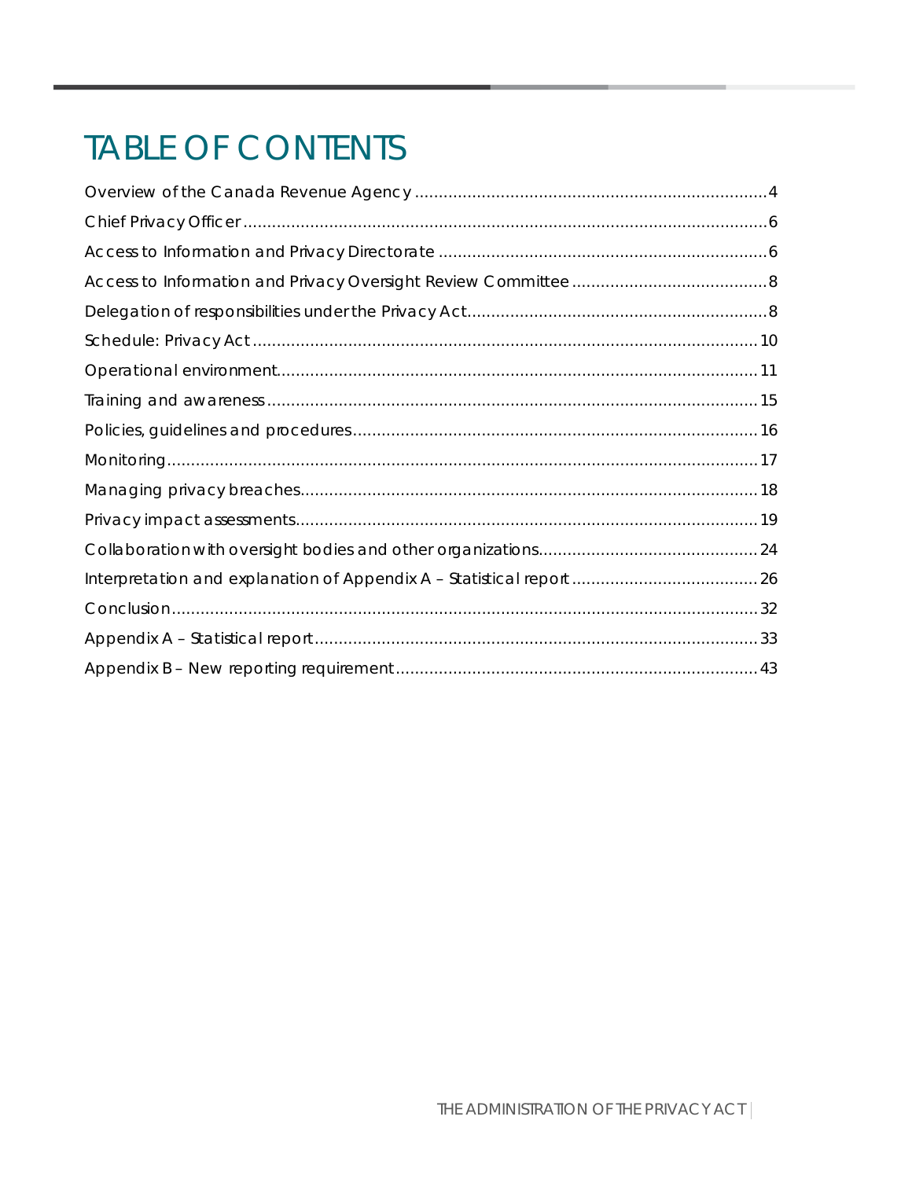# TABLE OF CONTENTS

Overview of the Canada Revenue Agency ........................................................................ 4

Chief Privacy Officer ........................................................................................................... 6

Access to Information and Privacy Directorate .................................................................. 6

Access to Information and Privacy Oversight Review Committee ..................................... 8

Delegation of responsibilities under the Privacy Act ........................................................... 8

Schedule: Privacy Act ........................................................................................................ 10

Operational environment .................................................................................................. 11

Training and awareness .................................................................................................... 15

Policies, guidelines and procedures .................................................................................. 16

Monitoring .......................................................................................................................... 17

Managing privacy breaches ............................................................................................... 18

Privacy impact assessments ............................................................................................... 19

Collaboration with oversight bodies and other organizations ........................................... 24

Interpretation and explanation of Appendix A – Statistical report ..................................... 26

Conclusion .......................................................................................................................... 32

Appendix A – Statistical report ........................................................................................... 33

Appendix B – New reporting requirement .......................................................................... 43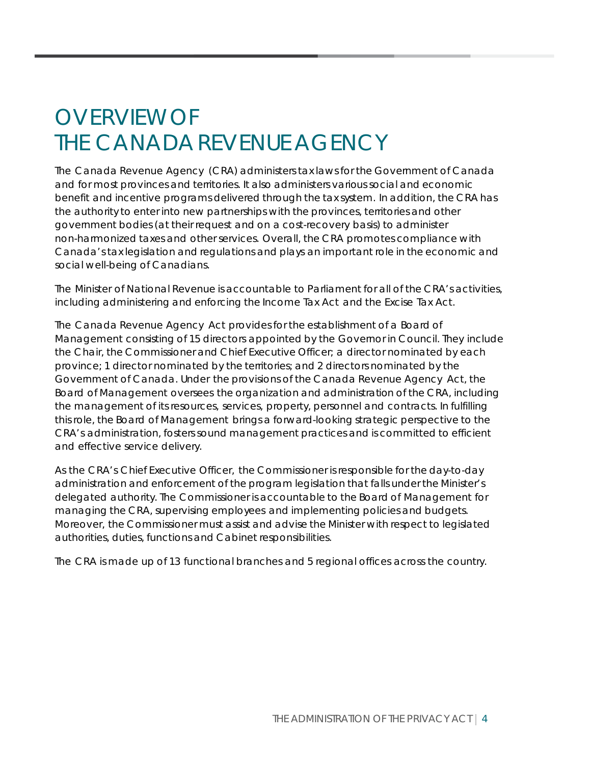# OVERVIEW OF THE CANADA REVENUE AGENCY

The Canada Revenue Agency (CRA) administers tax laws for the Government of Canada and for most provinces and territories. It also administers various social and economic benefit and incentive programs delivered through the tax system. In addition, the CRA has the authority to enter into new partnerships with the provinces, territories and other government bodies (at their request and on a cost-recovery basis) to administer non-harmonized taxes and other services. Overall, the CRA promotes compliance with Canada's tax legislation and regulations and plays an important role in the economic and social well-being of Canadians.

The Minister of National Revenue is accountable to Parliament for all of the CRA's activities, including administering and enforcing the *Income Tax Act* and the *Excise Tax Act*.

The *Canada Revenue Agency Act* provides for the establishment of a Board of Management consisting of 15 directors appointed by the Governor in Council. They include the Chair, the Commissioner and Chief Executive Officer; a director nominated by each province; 1 director nominated by the territories; and 2 directors nominated by the Government of Canada. Under the provisions of the *Canada Revenue Agency Act*, the Board of Management oversees the organization and administration of the CRA, including the management of its resources, services, property, personnel and contracts. In fulfilling this role, the Board of Management brings a forward-looking strategic perspective to the CRA's administration, fosters sound management practices and is committed to efficient and effective service delivery.

As the CRA's Chief Executive Officer, the Commissioner is responsible for the day-to-day administration and enforcement of the program legislation that falls under the Minister's delegated authority. The Commissioner is accountable to the Board of Management for managing the CRA, supervising employees and implementing policies and budgets. Moreover, the Commissioner must assist and advise the Minister with respect to legislated authorities, duties, functions and Cabinet responsibilities.

The CRA is made up of 13 functional branches and 5 regional offices across the country.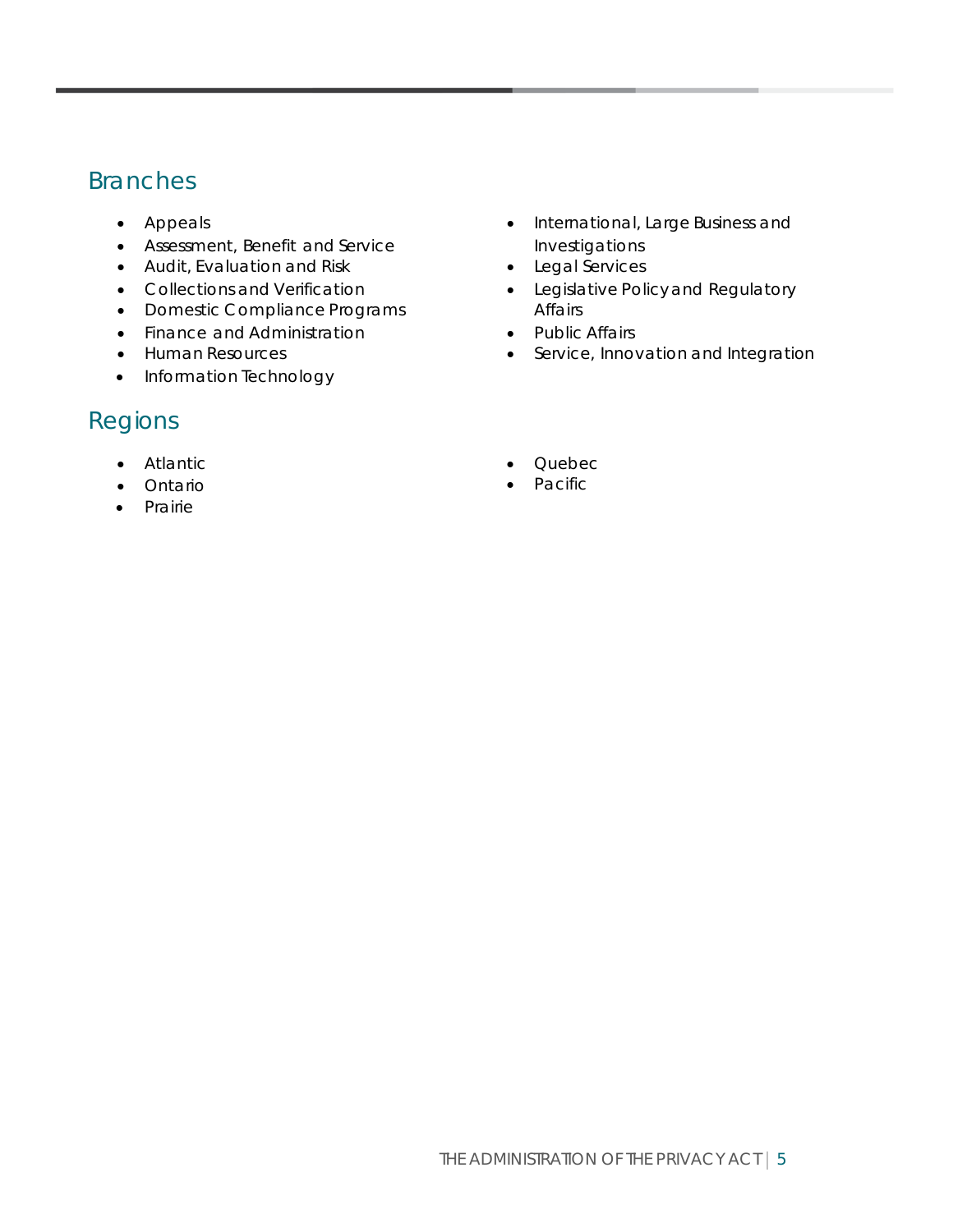## Branches

- Appeals
- Assessment, Benefit and Service
- Audit, Evaluation and Risk
- Collections and Verification
- Domestic Compliance Programs
- Finance and Administration
- Human Resources
- Information Technology
- International, Large Business and Investigations
- Legal Services
- Legislative Policy and Regulatory Affairs
- Public Affairs
- Service, Innovation and Integration

## Regions

- Atlantic
- Ontario
- Prairie
- Quebec
- Pacific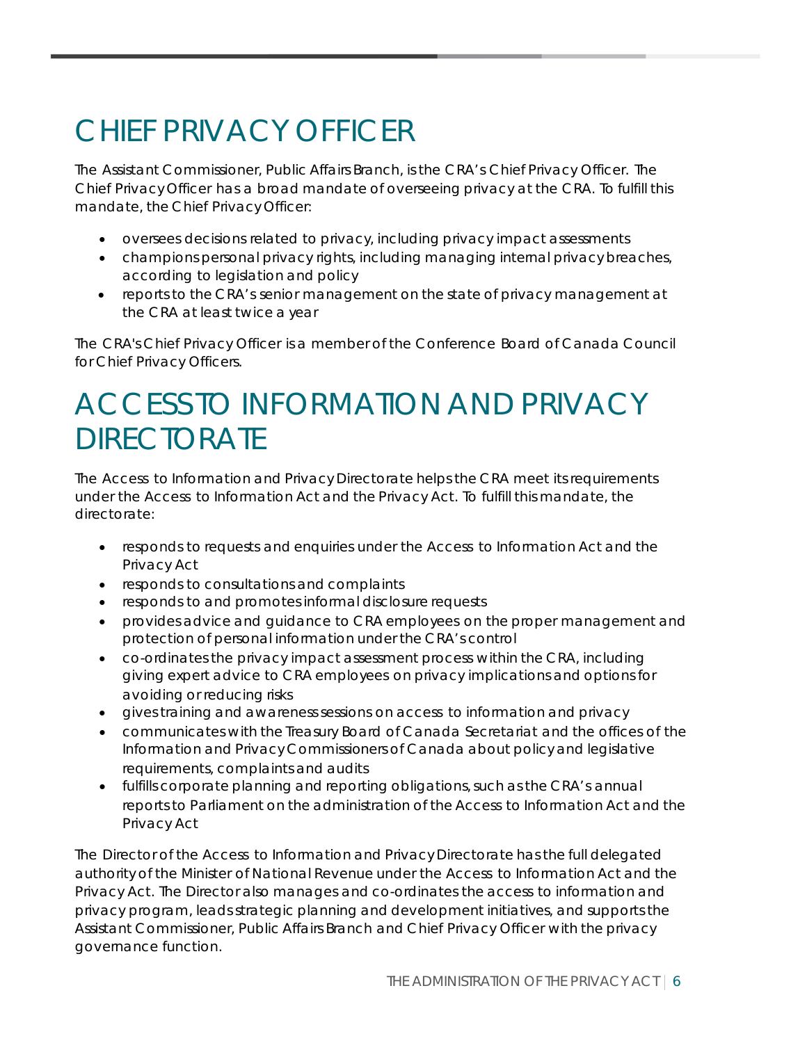# CHIEF PRIVACY OFFICER

The Assistant Commissioner, Public Affairs Branch, is the CRA's Chief Privacy Officer. The Chief Privacy Officer has a broad mandate of overseeing privacy at the CRA. To fulfill this mandate, the Chief Privacy Officer:

- oversees decisions related to privacy, including privacy impact assessments
- champions personal privacy rights, including managing internal privacy breaches, according to legislation and policy
- reports to the CRA's senior management on the state of privacy management at the CRA at least twice a year

The CRA's Chief Privacy Officer is a member of the Conference Board of Canada Council for Chief Privacy Officers.

# ACCESS TO INFORMATION AND PRIVACY DIRECTORATE

The Access to Information and Privacy Directorate helps the CRA meet its requirements under the Access to Information Act and the Privacy Act. To fulfill this mandate, the directorate:

- responds to requests and enquiries under the Access to Information Act and the Privacy Act
- responds to consultations and complaints
- responds to and promotes informal disclosure requests
- provides advice and guidance to CRA employees on the proper management and protection of personal information under the CRA's control
- co-ordinates the privacy impact assessment process within the CRA, including giving expert advice to CRA employees on privacy implications and options for avoiding or reducing risks
- gives training and awareness sessions on access to information and privacy
- communicates with the Treasury Board of Canada Secretariat and the offices of the Information and Privacy Commissioners of Canada about policy and legislative requirements, complaints and audits
- fulfills corporate planning and reporting obligations, such as the CRA's annual reports to Parliament on the administration of the Access to Information Act and the Privacy Act

The Director of the Access to Information and Privacy Directorate has the full delegated authority of the Minister of National Revenue under the Access to Information Act and the Privacy Act. The Director also manages and co-ordinates the access to information and privacy program, leads strategic planning and development initiatives, and supports the Assistant Commissioner, Public Affairs Branch and Chief Privacy Officer with the privacy governance function.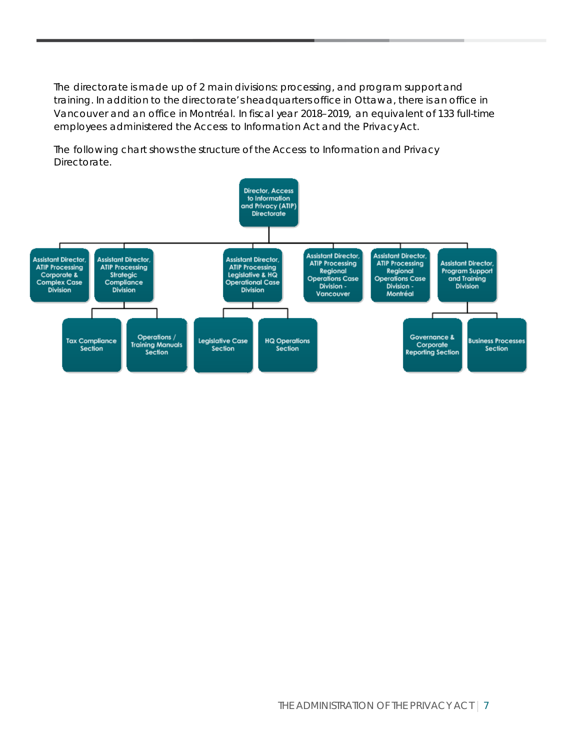The directorate is made up of 2 main divisions: processing, and program support and training. In addition to the directorate's headquarters office in Ottawa, there is an office in Vancouver and an office in Montréal. In fiscal year 2018–2019, an equivalent of 133 full-time employees administered the Access to Information Act and the Privacy Act.

The following chart shows the structure of the Access to Information and Privacy Directorate.

- Director, Access to Information and Privacy (ATIP) Directorate
  - Assistant Director, ATIP Processing Corporate & Complex Case Division
  - Assistant Director, ATIP Processing Strategic Compliance Division
    - Tax Compliance Section
    - Operations / Training Manuals Section
  - Assistant Director, ATIP Processing Legislative & HQ Operational Case Division
    - Legislative Case Section
    - HQ Operations Section
  - Assistant Director, ATIP Processing Regional Operations Case Division - Vancouver
  - Assistant Director, ATIP Processing Regional Operations Case Division - Montréal
  - Assistant Director, Program Support and Training Division
    - Governance & Corporate Reporting Section
    - Business Processes Section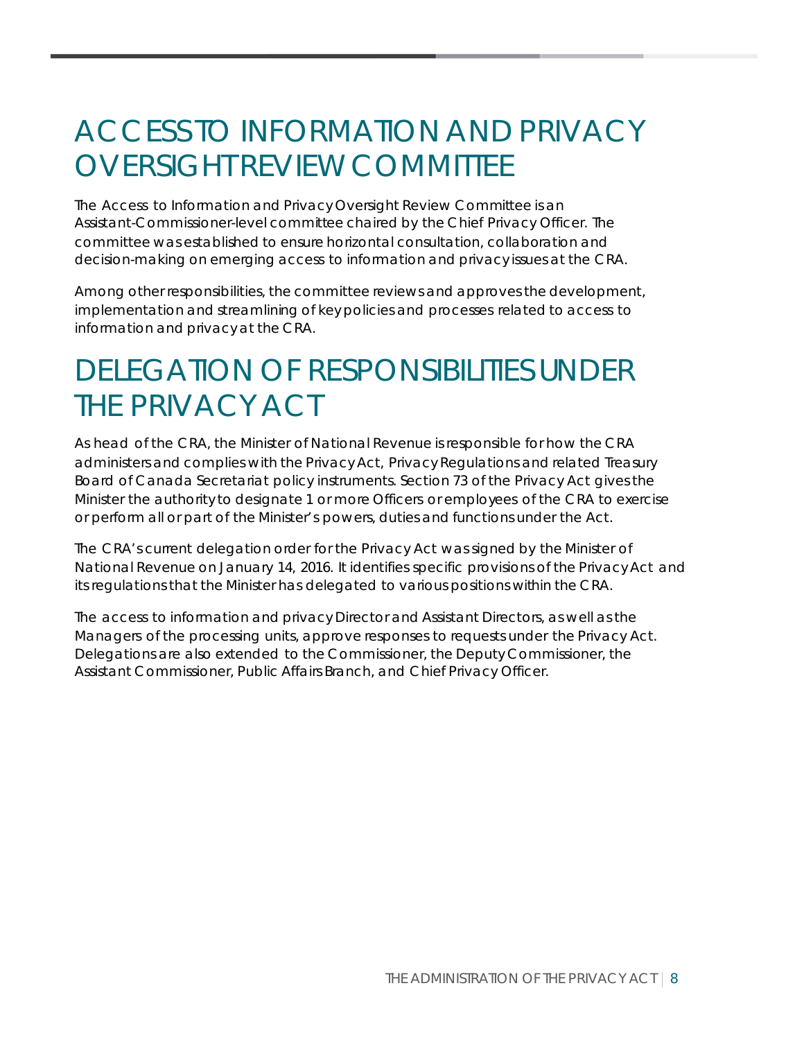# ACCESS TO INFORMATION AND PRIVACY OVERSIGHT REVIEW COMMITTEE

The Access to Information and Privacy Oversight Review Committee is an Assistant-Commissioner-level committee chaired by the Chief Privacy Officer. The committee was established to ensure horizontal consultation, collaboration and decision-making on emerging access to information and privacy issues at the CRA.

Among other responsibilities, the committee reviews and approves the development, implementation and streamlining of key policies and processes related to access to information and privacy at the CRA.

# DELEGATION OF RESPONSIBILITIES UNDER THE PRIVACY ACT

As head of the CRA, the Minister of National Revenue is responsible for how the CRA administers and complies with the Privacy Act, Privacy Regulations and related Treasury Board of Canada Secretariat policy instruments. Section 73 of the Privacy Act gives the Minister the authority to designate 1 or more Officers or employees of the CRA to exercise or perform all or part of the Minister's powers, duties and functions under the Act.

The CRA's current delegation order for the Privacy Act was signed by the Minister of National Revenue on January 14, 2016. It identifies specific provisions of the Privacy Act and its regulations that the Minister has delegated to various positions within the CRA.

The access to information and privacy Director and Assistant Directors, as well as the Managers of the processing units, approve responses to requests under the Privacy Act. Delegations are also extended to the Commissioner, the Deputy Commissioner, the Assistant Commissioner, Public Affairs Branch, and Chief Privacy Officer.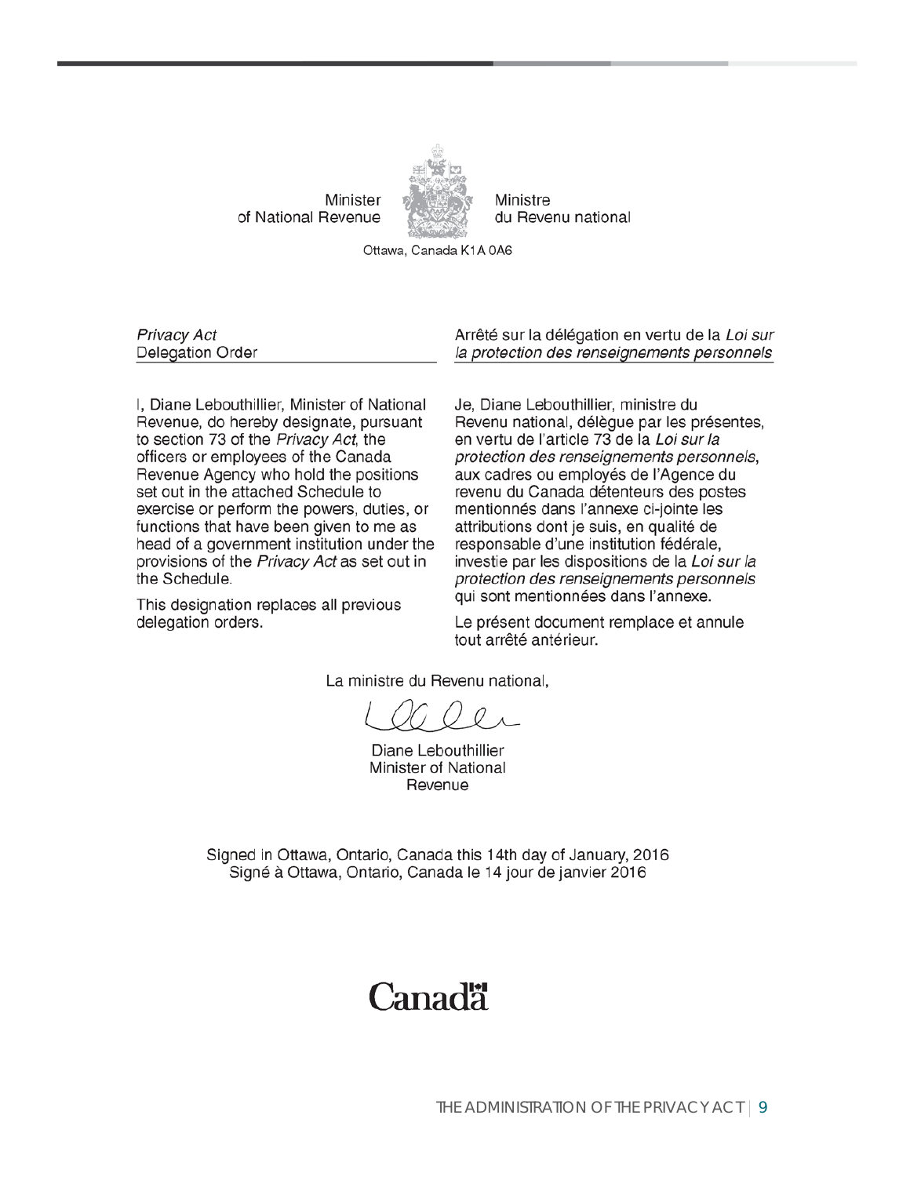Minister of National Revenue | Ministre du Revenu national

Ottawa, Canada K1A 0A6

*Privacy Act* Delegation Order

Arrêté sur la délégation en vertu de la *Loi sur la protection des renseignements personnels*

I, Diane Lebouthillier, Minister of National Revenue, do hereby designate, pursuant to section 73 of the *Privacy Act*, the officers or employees of the Canada Revenue Agency who hold the positions set out in the attached Schedule to exercise or perform the powers, duties, or functions that have been given to me as head of a government institution under the provisions of the *Privacy Act* as set out in the Schedule.

This designation replaces all previous delegation orders.

Je, Diane Lebouthillier, ministre du Revenu national, délègue par les présentes, en vertu de l'article 73 de la *Loi sur la protection des renseignements personnels*, aux cadres ou employés de l'Agence du revenu du Canada détenteurs des postes mentionnés dans l'annexe ci-jointe les attributions dont je suis, en qualité de responsable d'une institution fédérale, investie par les dispositions de la *Loi sur la protection des renseignements personnels* qui sont mentionnées dans l'annexe.

Le présent document remplace et annule tout arrêté antérieur.

La ministre du Revenu national,

Diane Lebouthillier
Minister of National Revenue

Signed in Ottawa, Ontario, Canada this 14th day of January, 2016
Signé à Ottawa, Ontario, Canada le 14 jour de janvier 2016

Canada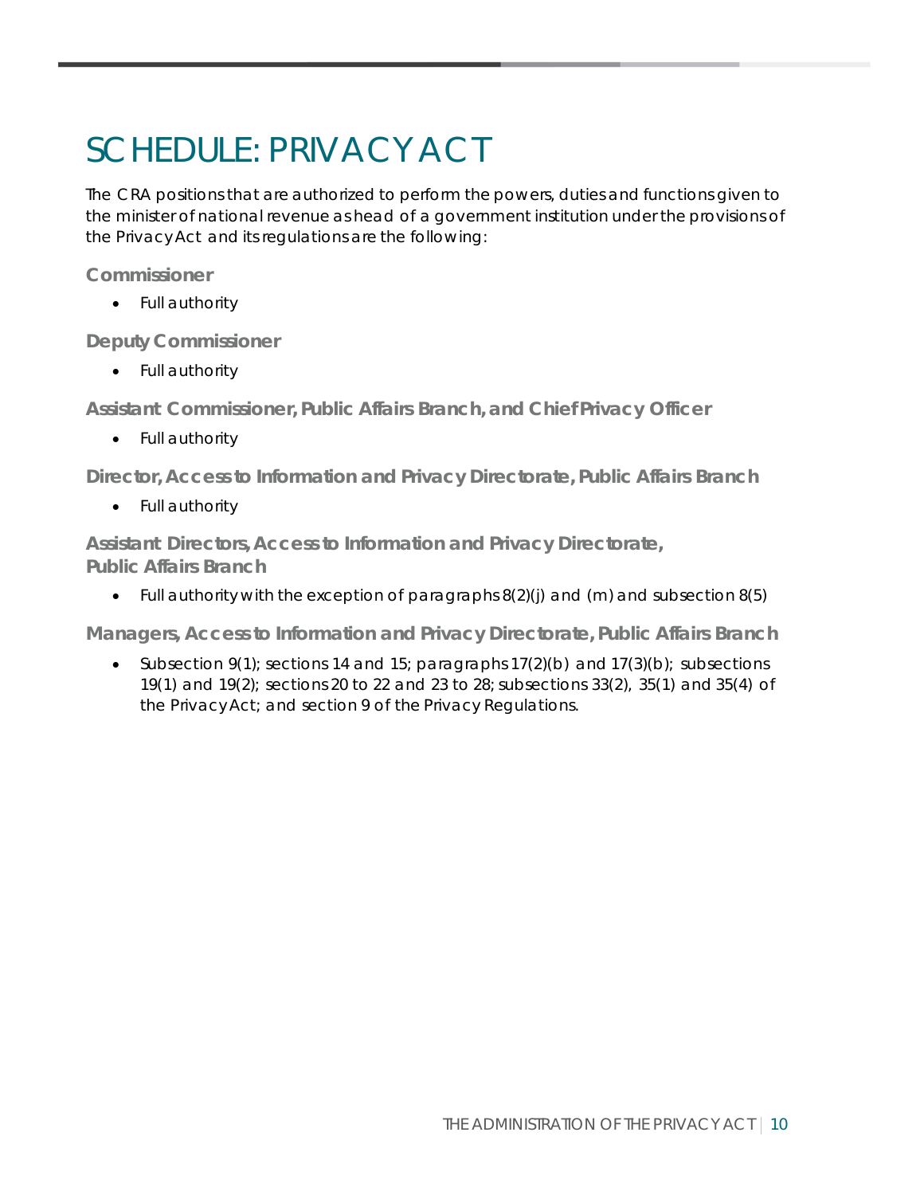# SCHEDULE: PRIVACY ACT

The CRA positions that are authorized to perform the powers, duties and functions given to the minister of national revenue as head of a government institution under the provisions of the *Privacy Act* and its regulations are the following:

### Commissioner

- Full authority

### Deputy Commissioner

- Full authority

### Assistant Commissioner, Public Affairs Branch, and Chief Privacy Officer

- Full authority

### Director, Access to Information and Privacy Directorate, Public Affairs Branch

- Full authority

### Assistant Directors, Access to Information and Privacy Directorate, Public Affairs Branch

- Full authority with the exception of paragraphs 8(2)(j) and (m) and subsection 8(5)

### Managers, Access to Information and Privacy Directorate, Public Affairs Branch

- Subsection 9(1); sections 14 and 15; paragraphs 17(2)(b) and 17(3)(b); subsections 19(1) and 19(2); sections 20 to 22 and 23 to 28; subsections 33(2), 35(1) and 35(4) of the Privacy Act; and section 9 of the Privacy Regulations.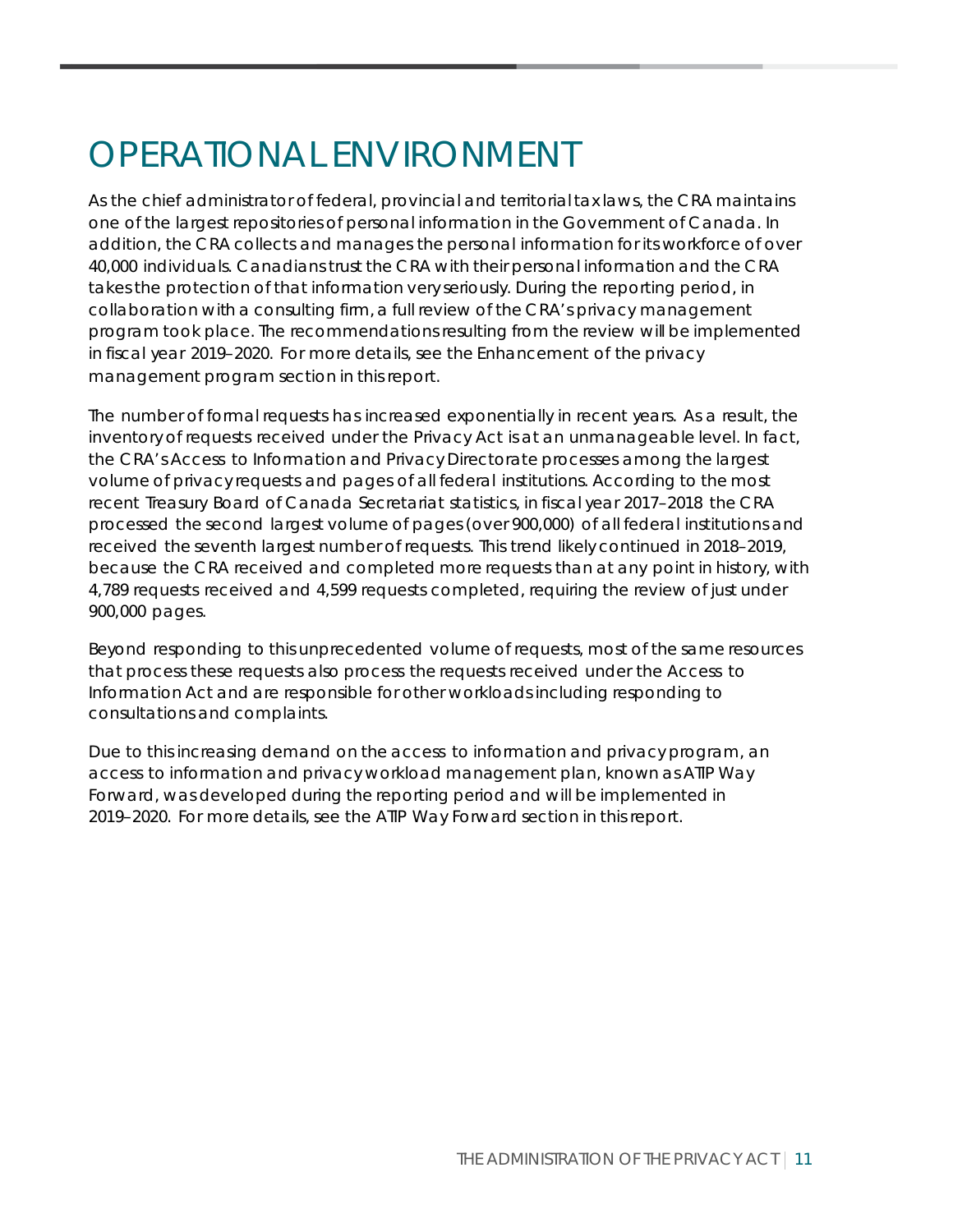# OPERATIONAL ENVIRONMENT

As the chief administrator of federal, provincial and territorial tax laws, the CRA maintains one of the largest repositories of personal information in the Government of Canada. In addition, the CRA collects and manages the personal information for its workforce of over 40,000 individuals. Canadians trust the CRA with their personal information and the CRA takes the protection of that information very seriously. During the reporting period, in collaboration with a consulting firm, a full review of the CRA's privacy management program took place. The recommendations resulting from the review will be implemented in fiscal year 2019–2020. For more details, see the Enhancement of the privacy management program section in this report.

The number of formal requests has increased exponentially in recent years. As a result, the inventory of requests received under the Privacy Act is at an unmanageable level. In fact, the CRA's Access to Information and Privacy Directorate processes among the largest volume of privacy requests and pages of all federal institutions. According to the most recent Treasury Board of Canada Secretariat statistics, in fiscal year 2017–2018 the CRA processed the second largest volume of pages (over 900,000) of all federal institutions and received the seventh largest number of requests. This trend likely continued in 2018–2019, because the CRA received and completed more requests than at any point in history, with 4,789 requests received and 4,599 requests completed, requiring the review of just under 900,000 pages.

Beyond responding to this unprecedented volume of requests, most of the same resources that process these requests also process the requests received under the Access to Information Act and are responsible for other workloads including responding to consultations and complaints.

Due to this increasing demand on the access to information and privacy program, an access to information and privacy workload management plan, known as ATIP Way Forward, was developed during the reporting period and will be implemented in 2019–2020. For more details, see the ATIP Way Forward section in this report.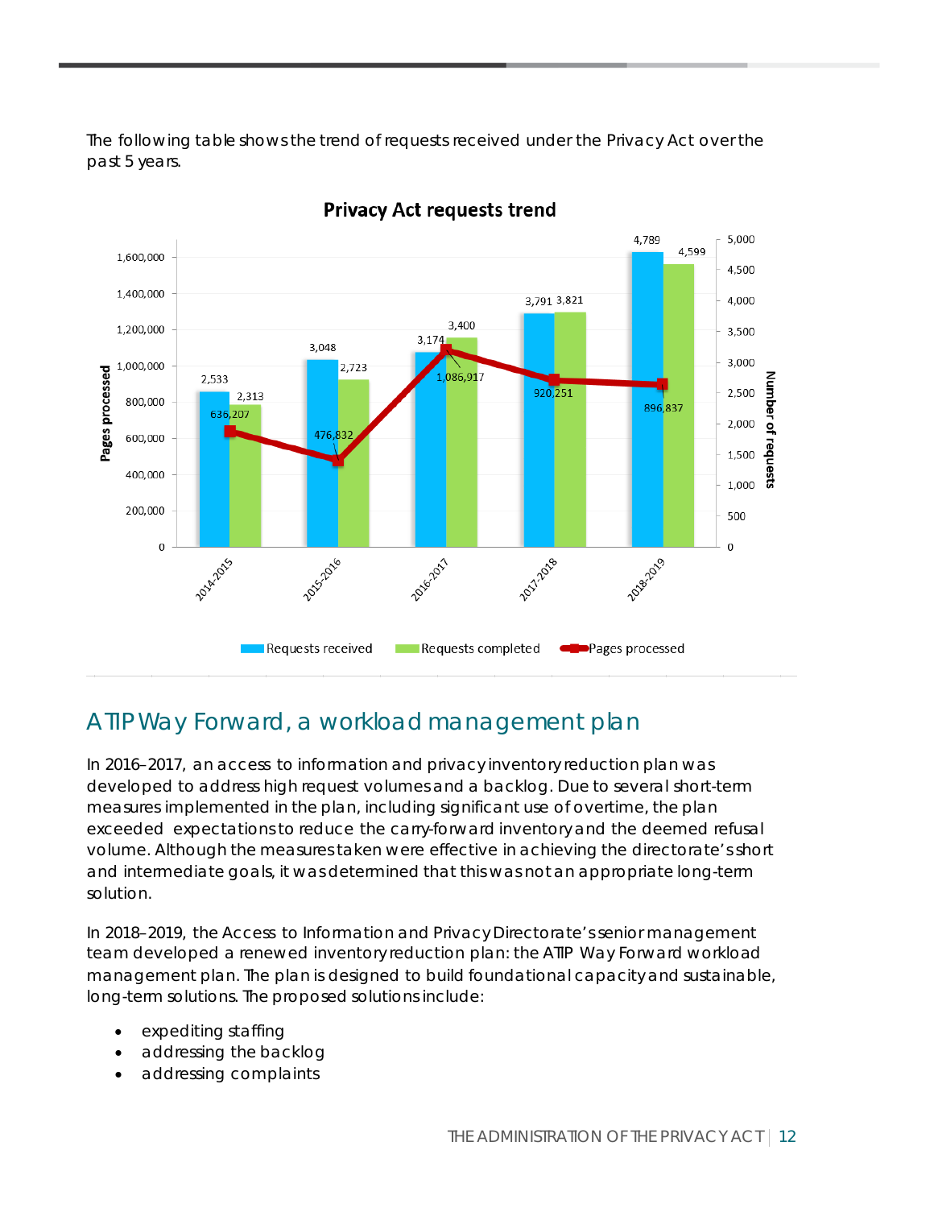The following table shows the trend of requests received under the Privacy Act over the past 5 years.

**Privacy Act requests trend**

| Year | Requests received | Requests completed | Pages processed |
|---|---|---|---|
| 2014-2015 | 2,533 | 2,313 | 636,207 |
| 2015-2016 | 3,048 | 2,723 | 476,832 |
| 2016-2017 | 3,174 | 3,400 | 1,086,917 |
| 2017-2018 | 3,791 | 3,821 | 920,251 |
| 2018-2019 | 4,789 | 4,599 | 896,837 |

## ATIP Way Forward, a workload management plan

In 2016–2017, an access to information and privacy inventory reduction plan was developed to address high request volumes and a backlog. Due to several short-term measures implemented in the plan, including significant use of overtime, the plan exceeded expectations to reduce the carry-forward inventory and the deemed refusal volume. Although the measures taken were effective in achieving the directorate's short and intermediate goals, it was determined that this was not an appropriate long-term solution.

In 2018–2019, the Access to Information and Privacy Directorate's senior management team developed a renewed inventory reduction plan: the ATIP Way Forward workload management plan. The plan is designed to build foundational capacity and sustainable, long-term solutions. The proposed solutions include:

- expediting staffing
- addressing the backlog
- addressing complaints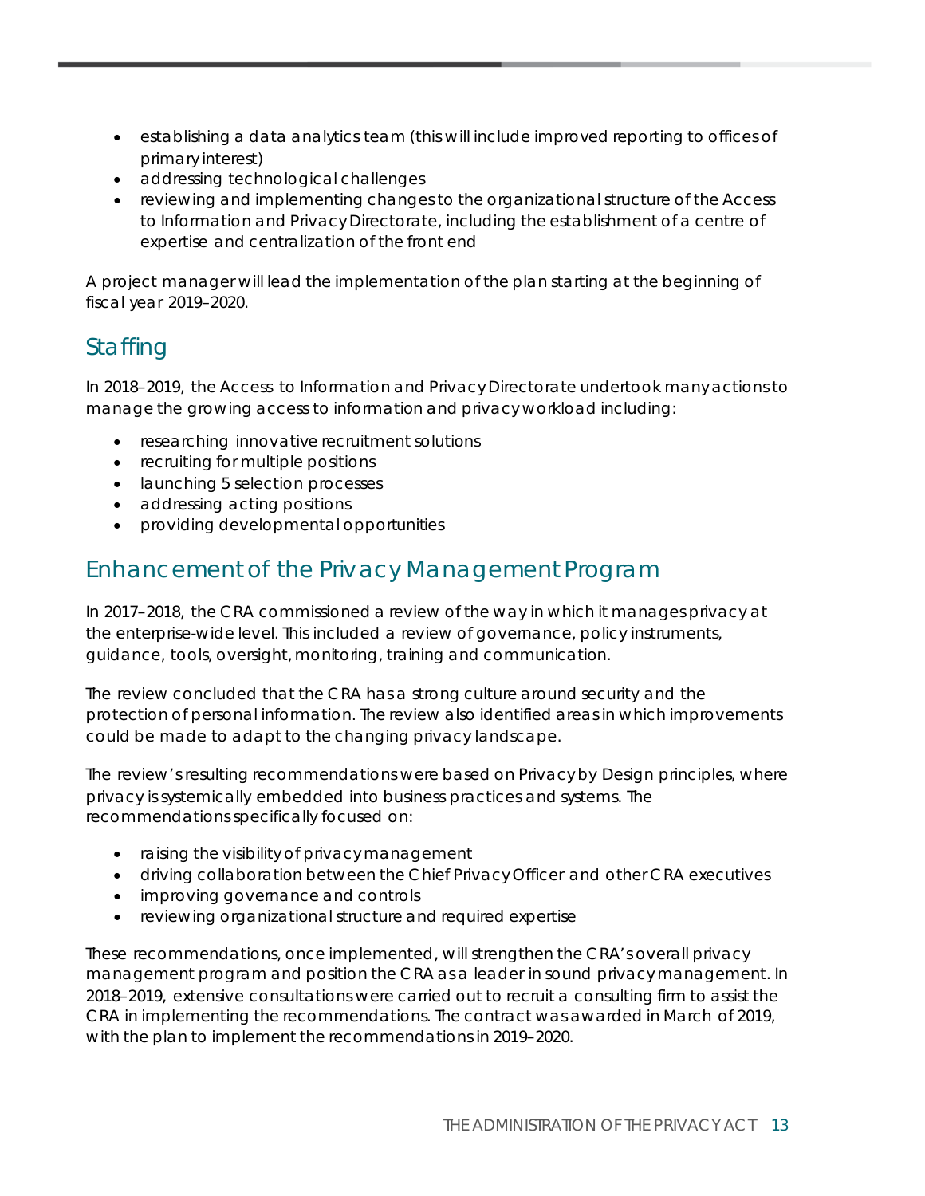- establishing a data analytics team (this will include improved reporting to offices of primary interest)
- addressing technological challenges
- reviewing and implementing changes to the organizational structure of the Access to Information and Privacy Directorate, including the establishment of a centre of expertise and centralization of the front end

A project manager will lead the implementation of the plan starting at the beginning of fiscal year 2019–2020.

## Staffing

In 2018–2019, the Access to Information and Privacy Directorate undertook many actions to manage the growing access to information and privacy workload including:

- researching innovative recruitment solutions
- recruiting for multiple positions
- launching 5 selection processes
- addressing acting positions
- providing developmental opportunities

## Enhancement of the Privacy Management Program

In 2017–2018, the CRA commissioned a review of the way in which it manages privacy at the enterprise-wide level. This included a review of governance, policy instruments, guidance, tools, oversight, monitoring, training and communication.

The review concluded that the CRA has a strong culture around security and the protection of personal information. The review also identified areas in which improvements could be made to adapt to the changing privacy landscape.

The review's resulting recommendations were based on Privacy by Design principles, where privacy is systemically embedded into business practices and systems. The recommendations specifically focused on:

- raising the visibility of privacy management
- driving collaboration between the Chief Privacy Officer and other CRA executives
- improving governance and controls
- reviewing organizational structure and required expertise

These recommendations, once implemented, will strengthen the CRA's overall privacy management program and position the CRA as a leader in sound privacy management. In 2018–2019, extensive consultations were carried out to recruit a consulting firm to assist the CRA in implementing the recommendations. The contract was awarded in March of 2019, with the plan to implement the recommendations in 2019–2020.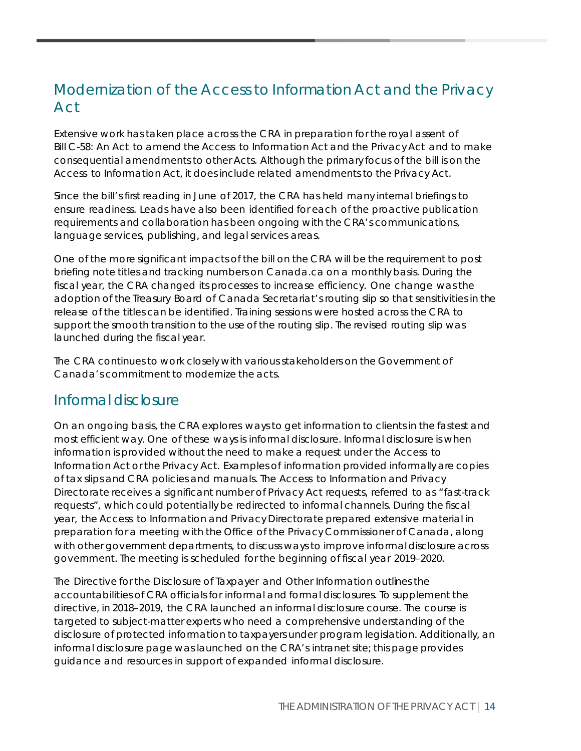## Modernization of the Access to Information Act and the Privacy Act

Extensive work has taken place across the CRA in preparation for the royal assent of Bill C-58: An Act to amend the Access to Information Act and the Privacy Act and to make consequential amendments to other Acts. Although the primary focus of the bill is on the Access to Information Act, it does include related amendments to the Privacy Act.

Since the bill's first reading in June of 2017, the CRA has held many internal briefings to ensure readiness. Leads have also been identified for each of the proactive publication requirements and collaboration has been ongoing with the CRA's communications, language services, publishing, and legal services areas.

One of the more significant impacts of the bill on the CRA will be the requirement to post briefing note titles and tracking numbers on Canada.ca on a monthly basis. During the fiscal year, the CRA changed its processes to increase efficiency. One change was the adoption of the Treasury Board of Canada Secretariat's routing slip so that sensitivities in the release of the titles can be identified. Training sessions were hosted across the CRA to support the smooth transition to the use of the routing slip. The revised routing slip was launched during the fiscal year.

The CRA continues to work closely with various stakeholders on the Government of Canada's commitment to modernize the acts.

## Informal disclosure

On an ongoing basis, the CRA explores ways to get information to clients in the fastest and most efficient way. One of these ways is informal disclosure. Informal disclosure is when information is provided without the need to make a request under the Access to Information Act or the Privacy Act. Examples of information provided informally are copies of tax slips and CRA policies and manuals. The Access to Information and Privacy Directorate receives a significant number of Privacy Act requests, referred to as "fast-track requests", which could potentially be redirected to informal channels. During the fiscal year, the Access to Information and Privacy Directorate prepared extensive material in preparation for a meeting with the Office of the Privacy Commissioner of Canada, along with other government departments, to discuss ways to improve informal disclosure across government. The meeting is scheduled for the beginning of fiscal year 2019–2020.

The Directive for the Disclosure of Taxpayer and Other Information outlines the accountabilities of CRA officials for informal and formal disclosures. To supplement the directive, in 2018–2019, the CRA launched an informal disclosure course. The course is targeted to subject-matter experts who need a comprehensive understanding of the disclosure of protected information to taxpayers under program legislation. Additionally, an informal disclosure page was launched on the CRA's intranet site; this page provides guidance and resources in support of expanded informal disclosure.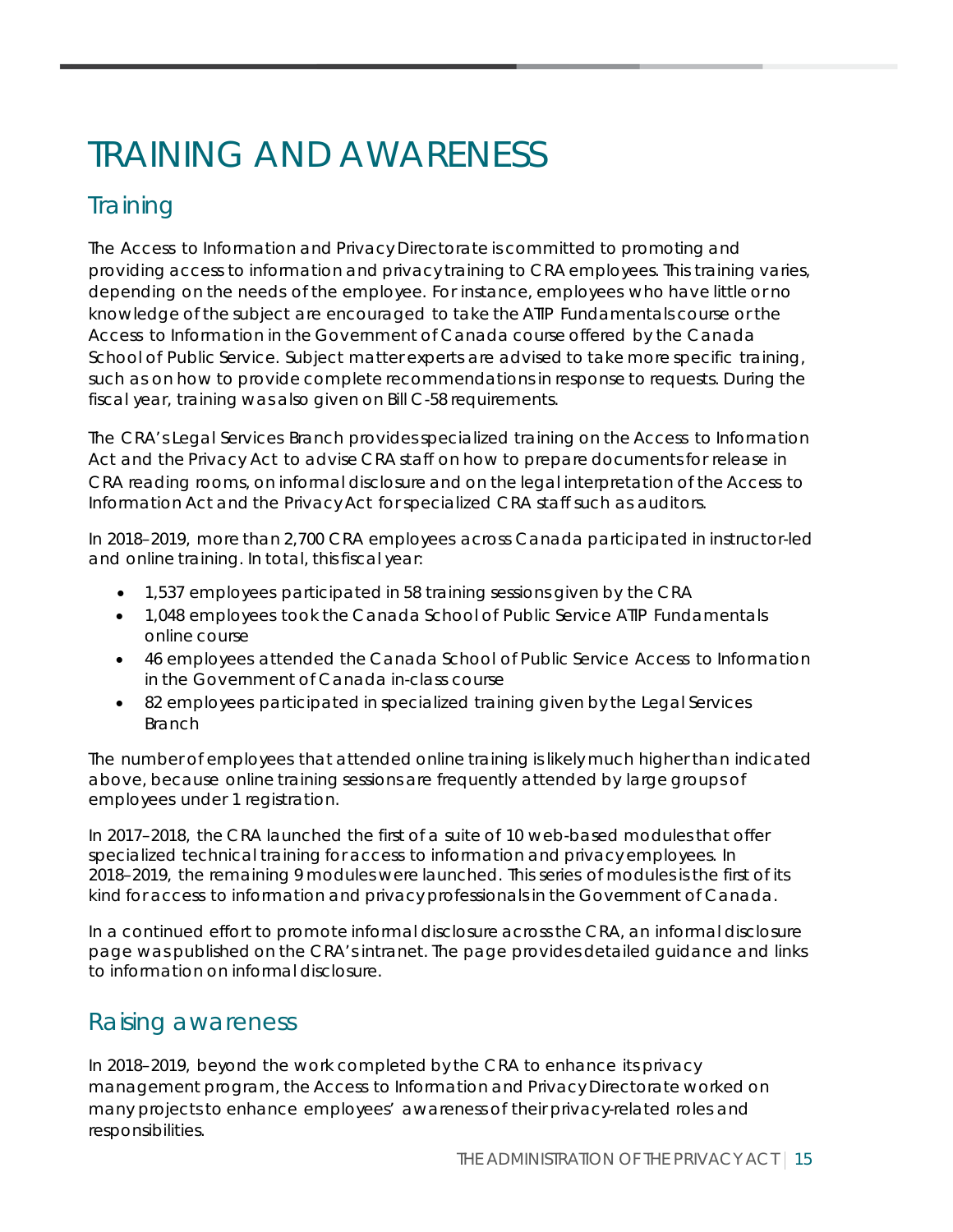# TRAINING AND AWARENESS

## Training

The Access to Information and Privacy Directorate is committed to promoting and providing access to information and privacy training to CRA employees. This training varies, depending on the needs of the employee. For instance, employees who have little or no knowledge of the subject are encouraged to take the ATIP Fundamentals course or the Access to Information in the Government of Canada course offered by the Canada School of Public Service. Subject matter experts are advised to take more specific training, such as on how to provide complete recommendations in response to requests. During the fiscal year, training was also given on Bill C-58 requirements.

The CRA's Legal Services Branch provides specialized training on the Access to Information Act and the Privacy Act to advise CRA staff on how to prepare documents for release in CRA reading rooms, on informal disclosure and on the legal interpretation of the Access to Information Act and the Privacy Act for specialized CRA staff such as auditors.

In 2018–2019, more than 2,700 CRA employees across Canada participated in instructor-led and online training. In total, this fiscal year:

- 1,537 employees participated in 58 training sessions given by the CRA
- 1,048 employees took the Canada School of Public Service ATIP Fundamentals online course
- 46 employees attended the Canada School of Public Service Access to Information in the Government of Canada in-class course
- 82 employees participated in specialized training given by the Legal Services Branch

The number of employees that attended online training is likely much higher than indicated above, because online training sessions are frequently attended by large groups of employees under 1 registration.

In 2017–2018, the CRA launched the first of a suite of 10 web-based modules that offer specialized technical training for access to information and privacy employees. In 2018–2019, the remaining 9 modules were launched. This series of modules is the first of its kind for access to information and privacy professionals in the Government of Canada.

In a continued effort to promote informal disclosure across the CRA, an informal disclosure page was published on the CRA's intranet. The page provides detailed guidance and links to information on informal disclosure.

## Raising awareness

In 2018–2019, beyond the work completed by the CRA to enhance its privacy management program, the Access to Information and Privacy Directorate worked on many projects to enhance employees' awareness of their privacy-related roles and responsibilities.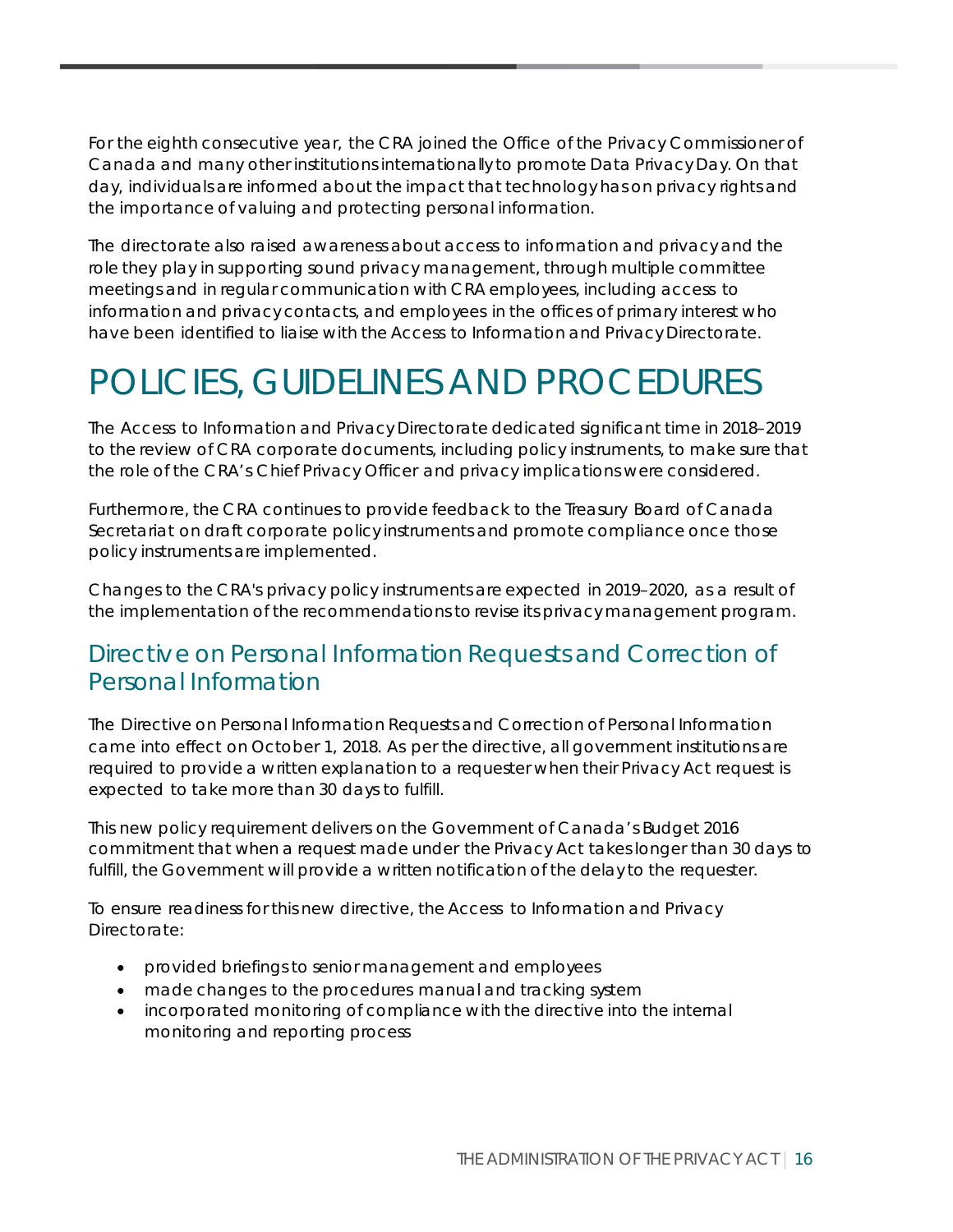For the eighth consecutive year, the CRA joined the Office of the Privacy Commissioner of Canada and many other institutions internationally to promote Data Privacy Day. On that day, individuals are informed about the impact that technology has on privacy rights and the importance of valuing and protecting personal information.

The directorate also raised awareness about access to information and privacy and the role they play in supporting sound privacy management, through multiple committee meetings and in regular communication with CRA employees, including access to information and privacy contacts, and employees in the offices of primary interest who have been identified to liaise with the Access to Information and Privacy Directorate.

# POLICIES, GUIDELINES AND PROCEDURES

The Access to Information and Privacy Directorate dedicated significant time in 2018–2019 to the review of CRA corporate documents, including policy instruments, to make sure that the role of the CRA's Chief Privacy Officer and privacy implications were considered.

Furthermore, the CRA continues to provide feedback to the Treasury Board of Canada Secretariat on draft corporate policy instruments and promote compliance once those policy instruments are implemented.

Changes to the CRA's privacy policy instruments are expected in 2019–2020, as a result of the implementation of the recommendations to revise its privacy management program.

## Directive on Personal Information Requests and Correction of Personal Information

The Directive on Personal Information Requests and Correction of Personal Information came into effect on October 1, 2018. As per the directive, all government institutions are required to provide a written explanation to a requester when their Privacy Act request is expected to take more than 30 days to fulfill.

This new policy requirement delivers on the Government of Canada's Budget 2016 commitment that when a request made under the Privacy Act takes longer than 30 days to fulfill, the Government will provide a written notification of the delay to the requester.

To ensure readiness for this new directive, the Access to Information and Privacy Directorate:

- provided briefings to senior management and employees
- made changes to the procedures manual and tracking system
- incorporated monitoring of compliance with the directive into the internal monitoring and reporting process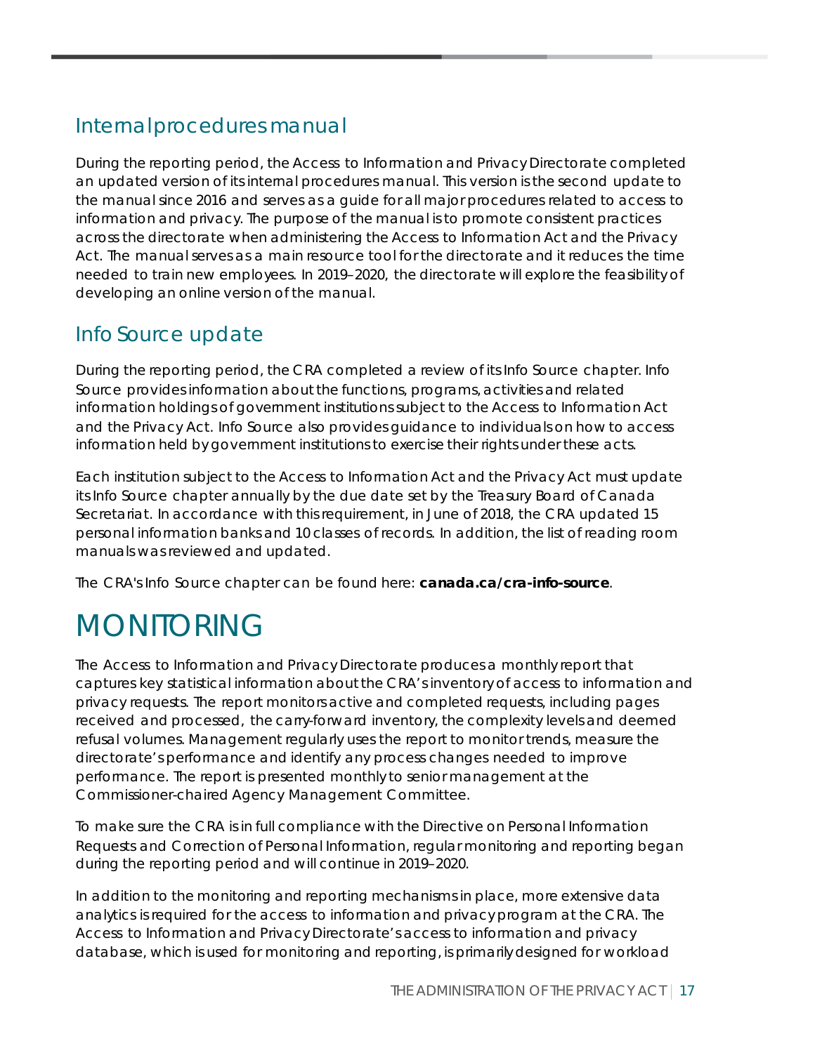## Internal procedures manual

During the reporting period, the Access to Information and Privacy Directorate completed an updated version of its internal procedures manual. This version is the second update to the manual since 2016 and serves as a guide for all major procedures related to access to information and privacy. The purpose of the manual is to promote consistent practices across the directorate when administering the Access to Information Act and the Privacy Act. The manual serves as a main resource tool for the directorate and it reduces the time needed to train new employees. In 2019–2020, the directorate will explore the feasibility of developing an online version of the manual.

## Info Source update

During the reporting period, the CRA completed a review of its Info Source chapter. Info Source provides information about the functions, programs, activities and related information holdings of government institutions subject to the Access to Information Act and the Privacy Act. Info Source also provides guidance to individuals on how to access information held by government institutions to exercise their rights under these acts.

Each institution subject to the Access to Information Act and the Privacy Act must update its Info Source chapter annually by the due date set by the Treasury Board of Canada Secretariat. In accordance with this requirement, in June of 2018, the CRA updated 15 personal information banks and 10 classes of records. In addition, the list of reading room manuals was reviewed and updated.

The CRA's Info Source chapter can be found here: **canada.ca/cra-info-source**.

# MONITORING

The Access to Information and Privacy Directorate produces a monthly report that captures key statistical information about the CRA's inventory of access to information and privacy requests. The report monitors active and completed requests, including pages received and processed, the carry-forward inventory, the complexity levels and deemed refusal volumes. Management regularly uses the report to monitor trends, measure the directorate's performance and identify any process changes needed to improve performance. The report is presented monthly to senior management at the Commissioner-chaired Agency Management Committee.

To make sure the CRA is in full compliance with the Directive on Personal Information Requests and Correction of Personal Information, regular monitoring and reporting began during the reporting period and will continue in 2019–2020.

In addition to the monitoring and reporting mechanisms in place, more extensive data analytics is required for the access to information and privacy program at the CRA. The Access to Information and Privacy Directorate's access to information and privacy database, which is used for monitoring and reporting, is primarily designed for workload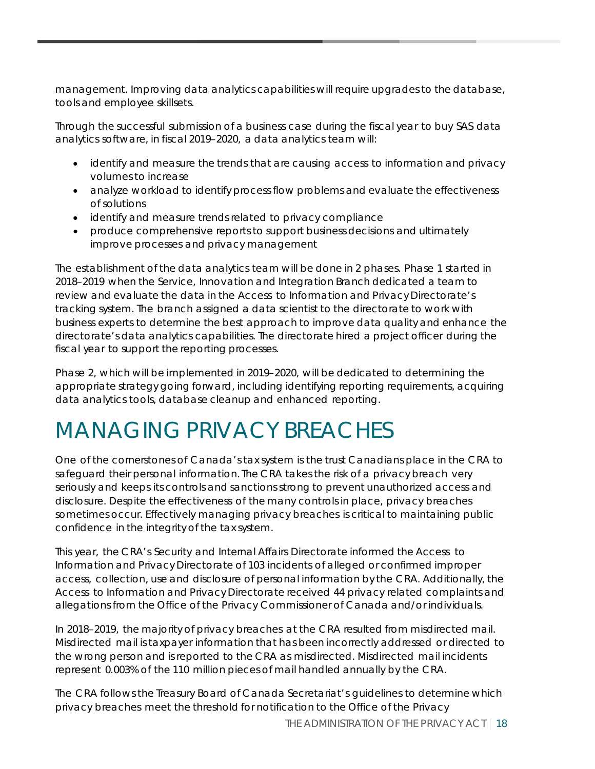management. Improving data analytics capabilities will require upgrades to the database, tools and employee skillsets.

Through the successful submission of a business case during the fiscal year to buy SAS data analytics software, in fiscal 2019–2020, a data analytics team will:

- identify and measure the trends that are causing access to information and privacy volumes to increase
- analyze workload to identify process flow problems and evaluate the effectiveness of solutions
- identify and measure trends related to privacy compliance
- produce comprehensive reports to support business decisions and ultimately improve processes and privacy management

The establishment of the data analytics team will be done in 2 phases. Phase 1 started in 2018–2019 when the Service, Innovation and Integration Branch dedicated a team to review and evaluate the data in the Access to Information and Privacy Directorate's tracking system. The branch assigned a data scientist to the directorate to work with business experts to determine the best approach to improve data quality and enhance the directorate's data analytics capabilities. The directorate hired a project officer during the fiscal year to support the reporting processes.

Phase 2, which will be implemented in 2019–2020, will be dedicated to determining the appropriate strategy going forward, including identifying reporting requirements, acquiring data analytics tools, database cleanup and enhanced reporting.

# MANAGING PRIVACY BREACHES

One of the cornerstones of Canada's tax system is the trust Canadians place in the CRA to safeguard their personal information. The CRA takes the risk of a privacy breach very seriously and keeps its controls and sanctions strong to prevent unauthorized access and disclosure. Despite the effectiveness of the many controls in place, privacy breaches sometimes occur. Effectively managing privacy breaches is critical to maintaining public confidence in the integrity of the tax system.

This year, the CRA's Security and Internal Affairs Directorate informed the Access to Information and Privacy Directorate of 103 incidents of alleged or confirmed improper access, collection, use and disclosure of personal information by the CRA. Additionally, the Access to Information and Privacy Directorate received 44 privacy related complaints and allegations from the Office of the Privacy Commissioner of Canada and/or individuals.

In 2018–2019, the majority of privacy breaches at the CRA resulted from misdirected mail. Misdirected mail is taxpayer information that has been incorrectly addressed or directed to the wrong person and is reported to the CRA as misdirected. Misdirected mail incidents represent 0.003% of the 110 million pieces of mail handled annually by the CRA.

The CRA follows the Treasury Board of Canada Secretariat's guidelines to determine which privacy breaches meet the threshold for notification to the Office of the Privacy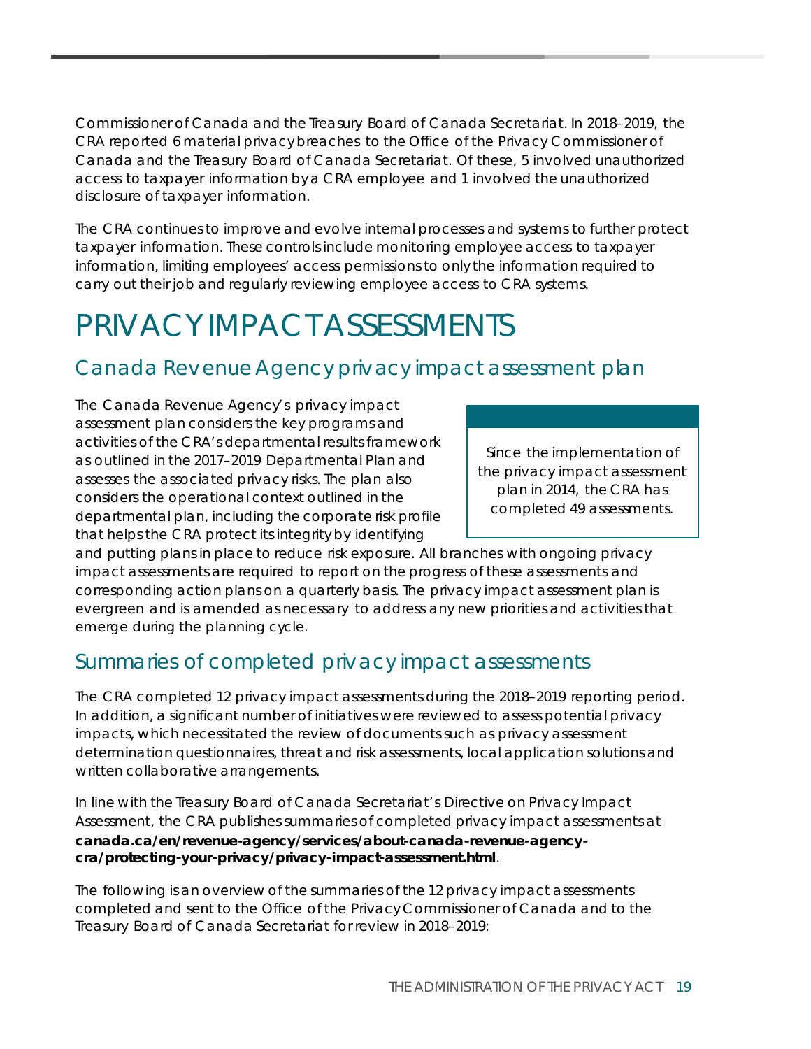Commissioner of Canada and the Treasury Board of Canada Secretariat. In 2018–2019, the CRA reported 6 material privacy breaches to the Office of the Privacy Commissioner of Canada and the Treasury Board of Canada Secretariat. Of these, 5 involved unauthorized access to taxpayer information by a CRA employee and 1 involved the unauthorized disclosure of taxpayer information.

The CRA continues to improve and evolve internal processes and systems to further protect taxpayer information. These controls include monitoring employee access to taxpayer information, limiting employees' access permissions to only the information required to carry out their job and regularly reviewing employee access to CRA systems.

# PRIVACY IMPACT ASSESSMENTS

## Canada Revenue Agency privacy impact assessment plan

The Canada Revenue Agency's privacy impact assessment plan considers the key programs and activities of the CRA's departmental results framework as outlined in the 2017–2019 Departmental Plan and assesses the associated privacy risks. The plan also considers the operational context outlined in the departmental plan, including the corporate risk profile that helps the CRA protect its integrity by identifying and putting plans in place to reduce risk exposure. All branches with ongoing privacy impact assessments are required to report on the progress of these assessments and corresponding action plans on a quarterly basis. The privacy impact assessment plan is evergreen and is amended as necessary to address any new priorities and activities that emerge during the planning cycle.

> Since the implementation of the privacy impact assessment plan in 2014, the CRA has completed 49 assessments.

## Summaries of completed privacy impact assessments

The CRA completed 12 privacy impact assessments during the 2018–2019 reporting period. In addition, a significant number of initiatives were reviewed to assess potential privacy impacts, which necessitated the review of documents such as privacy assessment determination questionnaires, threat and risk assessments, local application solutions and written collaborative arrangements.

In line with the Treasury Board of Canada Secretariat's Directive on Privacy Impact Assessment, the CRA publishes summaries of completed privacy impact assessments at **canada.ca/en/revenue-agency/services/about-canada-revenue-agency-cra/protecting-your-privacy/privacy-impact-assessment.html**.

The following is an overview of the summaries of the 12 privacy impact assessments completed and sent to the Office of the Privacy Commissioner of Canada and to the Treasury Board of Canada Secretariat for review in 2018–2019: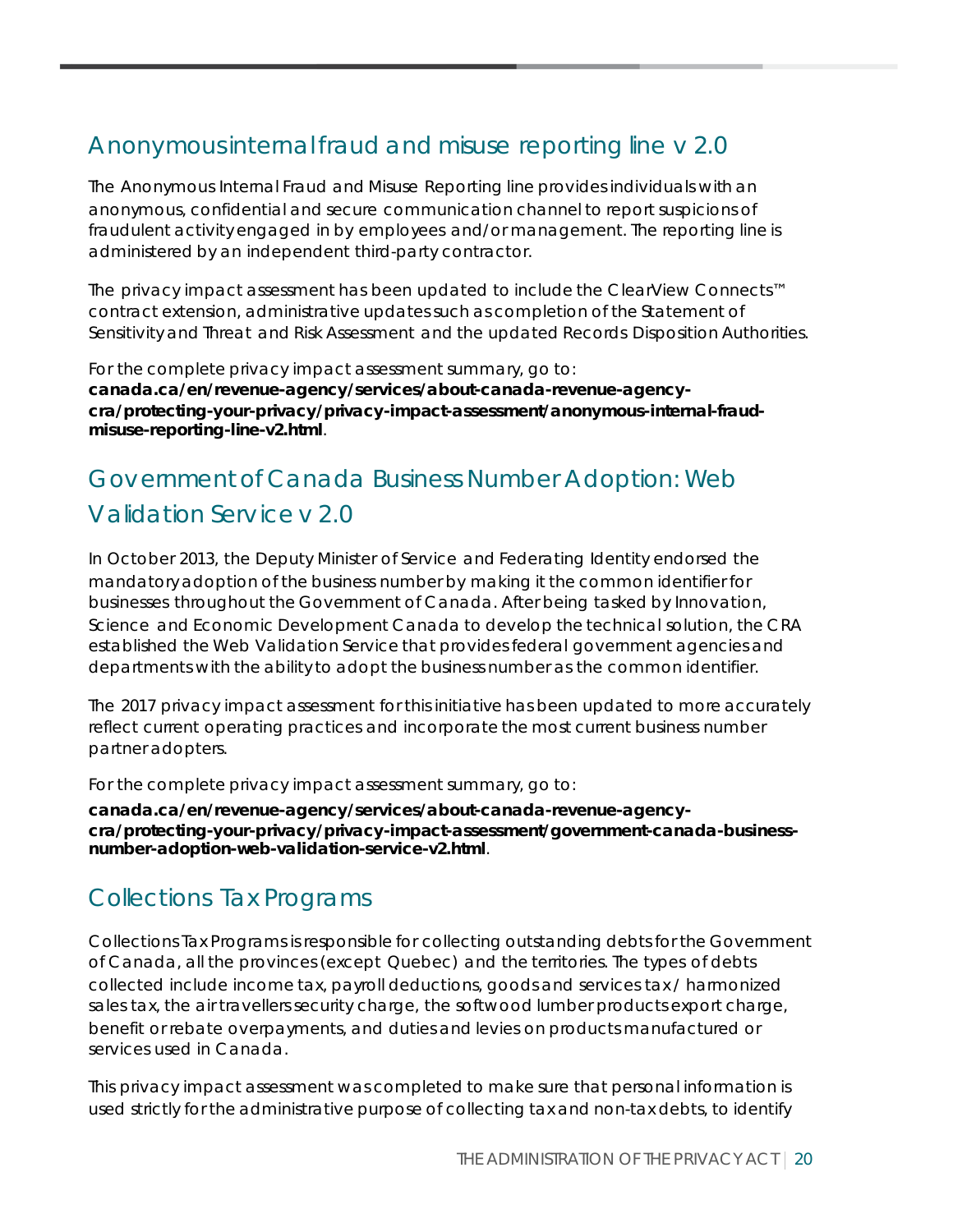## Anonymous internal fraud and misuse reporting line v 2.0

The Anonymous Internal Fraud and Misuse Reporting line provides individuals with an anonymous, confidential and secure communication channel to report suspicions of fraudulent activity engaged in by employees and/or management. The reporting line is administered by an independent third-party contractor.

The privacy impact assessment has been updated to include the ClearView Connects™ contract extension, administrative updates such as completion of the Statement of Sensitivity and Threat and Risk Assessment and the updated Records Disposition Authorities.

For the complete privacy impact assessment summary, go to: **canada.ca/en/revenue-agency/services/about-canada-revenue-agency-cra/protecting-your-privacy/privacy-impact-assessment/anonymous-internal-fraud-misuse-reporting-line-v2.html**.

## Government of Canada Business Number Adoption: Web Validation Service v 2.0

In October 2013, the Deputy Minister of Service and Federating Identity endorsed the mandatory adoption of the business number by making it the common identifier for businesses throughout the Government of Canada. After being tasked by Innovation, Science and Economic Development Canada to develop the technical solution, the CRA established the Web Validation Service that provides federal government agencies and departments with the ability to adopt the business number as the common identifier.

The 2017 privacy impact assessment for this initiative has been updated to more accurately reflect current operating practices and incorporate the most current business number partner adopters.

For the complete privacy impact assessment summary, go to:

**canada.ca/en/revenue-agency/services/about-canada-revenue-agency-cra/protecting-your-privacy/privacy-impact-assessment/government-canada-business-number-adoption-web-validation-service-v2.html**.

## Collections Tax Programs

Collections Tax Programs is responsible for collecting outstanding debts for the Government of Canada, all the provinces (except Quebec) and the territories. The types of debts collected include income tax, payroll deductions, goods and services tax / harmonized sales tax, the air travellers security charge, the softwood lumber products export charge, benefit or rebate overpayments, and duties and levies on products manufactured or services used in Canada.

This privacy impact assessment was completed to make sure that personal information is used strictly for the administrative purpose of collecting tax and non-tax debts, to identify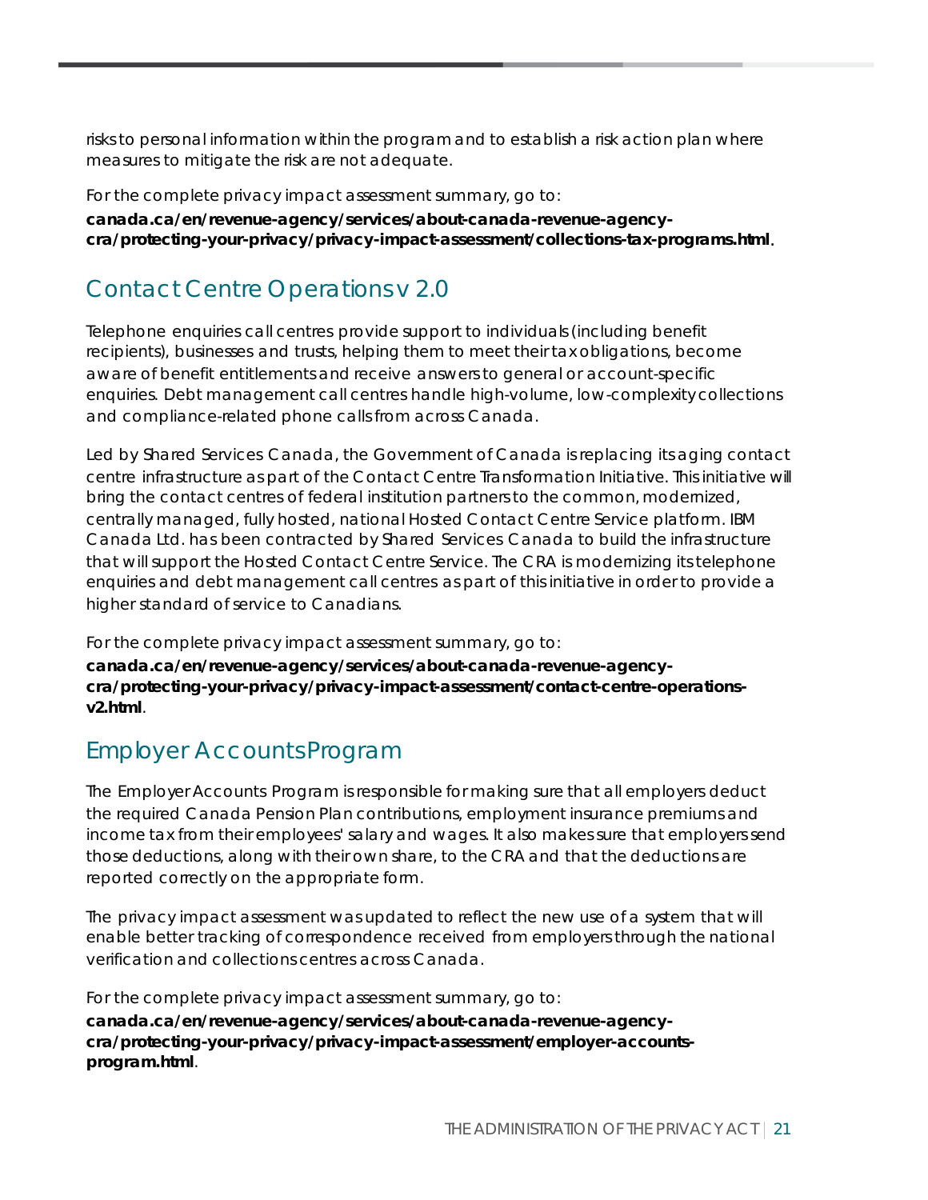risks to personal information within the program and to establish a risk action plan where measures to mitigate the risk are not adequate.

For the complete privacy impact assessment summary, go to: **canada.ca/en/revenue-agency/services/about-canada-revenue-agency-cra/protecting-your-privacy/privacy-impact-assessment/collections-tax-programs.html**.

## Contact Centre Operations v 2.0

Telephone enquiries call centres provide support to individuals (including benefit recipients), businesses and trusts, helping them to meet their tax obligations, become aware of benefit entitlements and receive answers to general or account-specific enquiries. Debt management call centres handle high-volume, low-complexity collections and compliance-related phone calls from across Canada.

Led by Shared Services Canada, the Government of Canada is replacing its aging contact centre infrastructure as part of the Contact Centre Transformation Initiative. This initiative will bring the contact centres of federal institution partners to the common, modernized, centrally managed, fully hosted, national Hosted Contact Centre Service platform. IBM Canada Ltd. has been contracted by Shared Services Canada to build the infrastructure that will support the Hosted Contact Centre Service. The CRA is modernizing its telephone enquiries and debt management call centres as part of this initiative in order to provide a higher standard of service to Canadians.

For the complete privacy impact assessment summary, go to: **canada.ca/en/revenue-agency/services/about-canada-revenue-agency-cra/protecting-your-privacy/privacy-impact-assessment/contact-centre-operations-v2.html**.

## Employer Accounts Program

The Employer Accounts Program is responsible for making sure that all employers deduct the required Canada Pension Plan contributions, employment insurance premiums and income tax from their employees' salary and wages. It also makes sure that employers send those deductions, along with their own share, to the CRA and that the deductions are reported correctly on the appropriate form.

The privacy impact assessment was updated to reflect the new use of a system that will enable better tracking of correspondence received from employers through the national verification and collections centres across Canada.

For the complete privacy impact assessment summary, go to: **canada.ca/en/revenue-agency/services/about-canada-revenue-agency-cra/protecting-your-privacy/privacy-impact-assessment/employer-accounts-program.html**.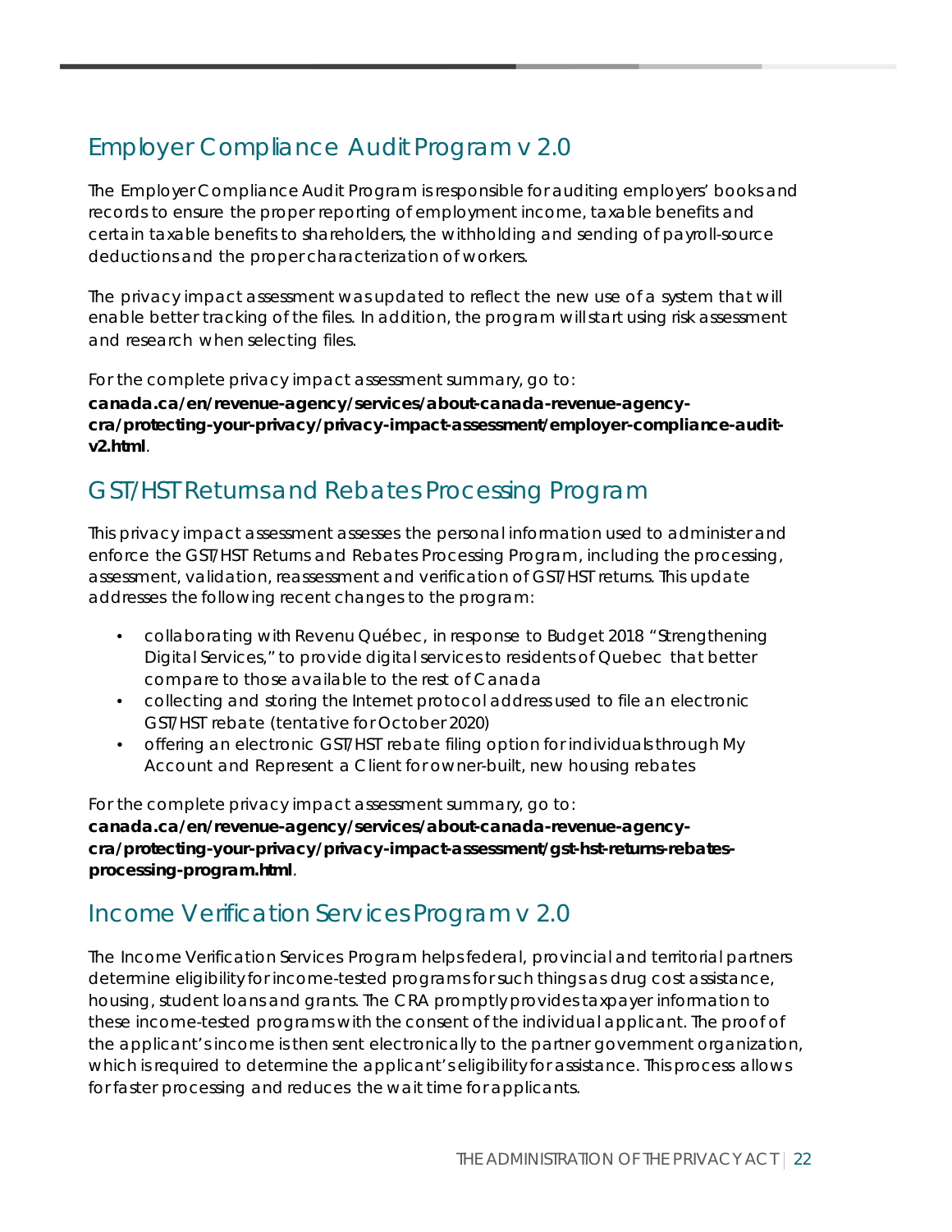## Employer Compliance Audit Program v 2.0

The Employer Compliance Audit Program is responsible for auditing employers' books and records to ensure the proper reporting of employment income, taxable benefits and certain taxable benefits to shareholders, the withholding and sending of payroll-source deductions and the proper characterization of workers.

The privacy impact assessment was updated to reflect the new use of a system that will enable better tracking of the files. In addition, the program will start using risk assessment and research when selecting files.

For the complete privacy impact assessment summary, go to:
**canada.ca/en/revenue-agency/services/about-canada-revenue-agency-cra/protecting-your-privacy/privacy-impact-assessment/employer-compliance-audit-v2.html**.

## GST/HST Returns and Rebates Processing Program

This privacy impact assessment assesses the personal information used to administer and enforce the GST/HST Returns and Rebates Processing Program, including the processing, assessment, validation, reassessment and verification of GST/HST returns. This update addresses the following recent changes to the program:

- collaborating with Revenu Québec, in response to Budget 2018 "Strengthening Digital Services," to provide digital services to residents of Quebec that better compare to those available to the rest of Canada
- collecting and storing the Internet protocol address used to file an electronic GST/HST rebate (tentative for October 2020)
- offering an electronic GST/HST rebate filing option for individuals through My Account and Represent a Client for owner-built, new housing rebates

For the complete privacy impact assessment summary, go to:
**canada.ca/en/revenue-agency/services/about-canada-revenue-agency-cra/protecting-your-privacy/privacy-impact-assessment/gst-hst-returns-rebates-processing-program.html**.

## Income Verification Services Program v 2.0

The Income Verification Services Program helps federal, provincial and territorial partners determine eligibility for income-tested programs for such things as drug cost assistance, housing, student loans and grants. The CRA promptly provides taxpayer information to these income-tested programs with the consent of the individual applicant. The proof of the applicant's income is then sent electronically to the partner government organization, which is required to determine the applicant's eligibility for assistance. This process allows for faster processing and reduces the wait time for applicants.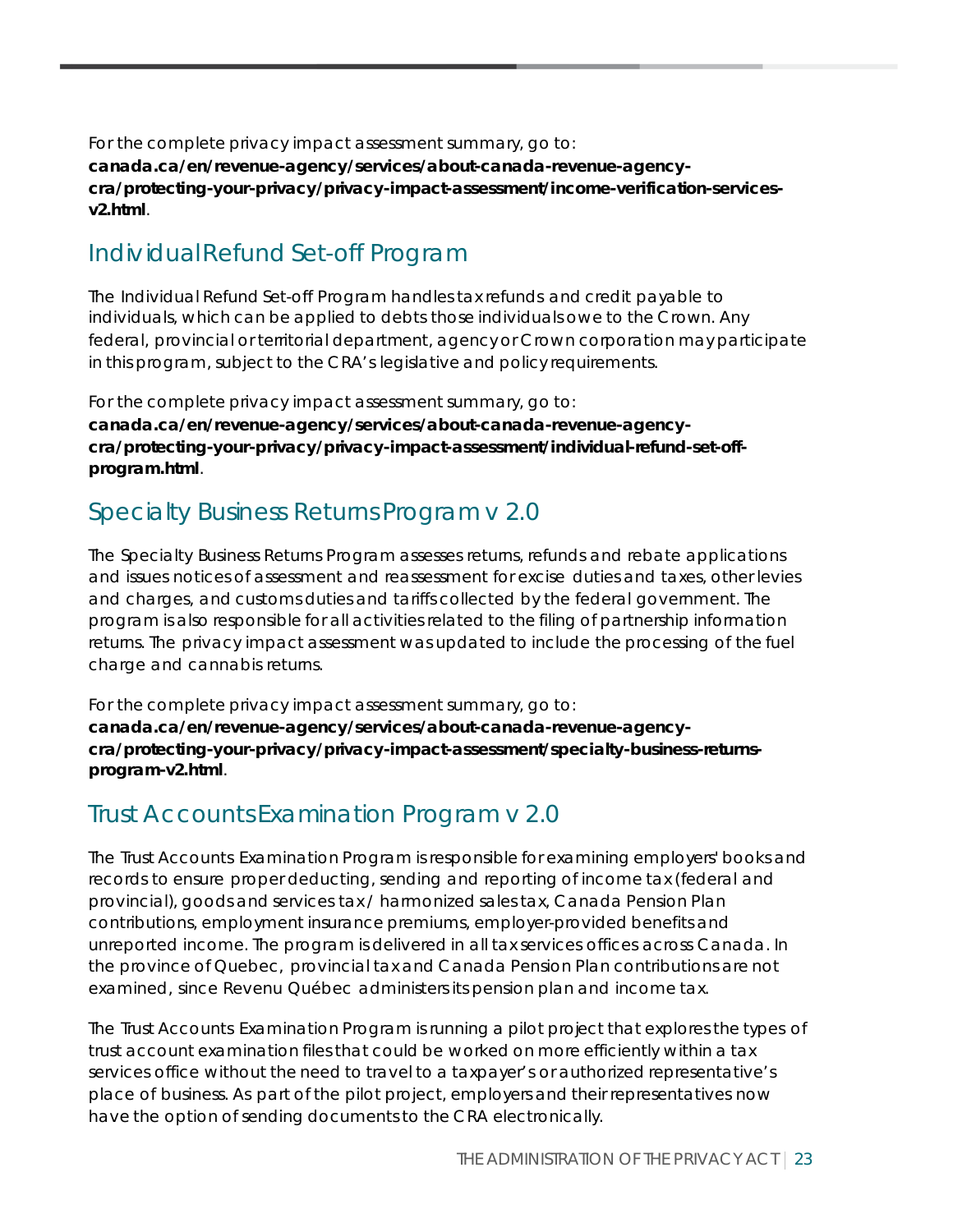For the complete privacy impact assessment summary, go to:
**canada.ca/en/revenue-agency/services/about-canada-revenue-agency-cra/protecting-your-privacy/privacy-impact-assessment/income-verification-services-v2.html**.

## Individual Refund Set-off Program

The Individual Refund Set-off Program handles tax refunds and credit payable to individuals, which can be applied to debts those individuals owe to the Crown. Any federal, provincial or territorial department, agency or Crown corporation may participate in this program, subject to the CRA's legislative and policy requirements.

For the complete privacy impact assessment summary, go to:
**canada.ca/en/revenue-agency/services/about-canada-revenue-agency-cra/protecting-your-privacy/privacy-impact-assessment/individual-refund-set-off-program.html**.

## Specialty Business Returns Program v 2.0

The Specialty Business Returns Program assesses returns, refunds and rebate applications and issues notices of assessment and reassessment for excise duties and taxes, other levies and charges, and customs duties and tariffs collected by the federal government. The program is also responsible for all activities related to the filing of partnership information returns. The privacy impact assessment was updated to include the processing of the fuel charge and cannabis returns.

For the complete privacy impact assessment summary, go to:
**canada.ca/en/revenue-agency/services/about-canada-revenue-agency-cra/protecting-your-privacy/privacy-impact-assessment/specialty-business-returns-program-v2.html**.

## Trust Accounts Examination Program v 2.0

The Trust Accounts Examination Program is responsible for examining employers' books and records to ensure proper deducting, sending and reporting of income tax (federal and provincial), goods and services tax / harmonized sales tax, Canada Pension Plan contributions, employment insurance premiums, employer-provided benefits and unreported income. The program is delivered in all tax services offices across Canada. In the province of Quebec, provincial tax and Canada Pension Plan contributions are not examined, since Revenu Québec administers its pension plan and income tax.

The Trust Accounts Examination Program is running a pilot project that explores the types of trust account examination files that could be worked on more efficiently within a tax services office without the need to travel to a taxpayer's or authorized representative's place of business. As part of the pilot project, employers and their representatives now have the option of sending documents to the CRA electronically.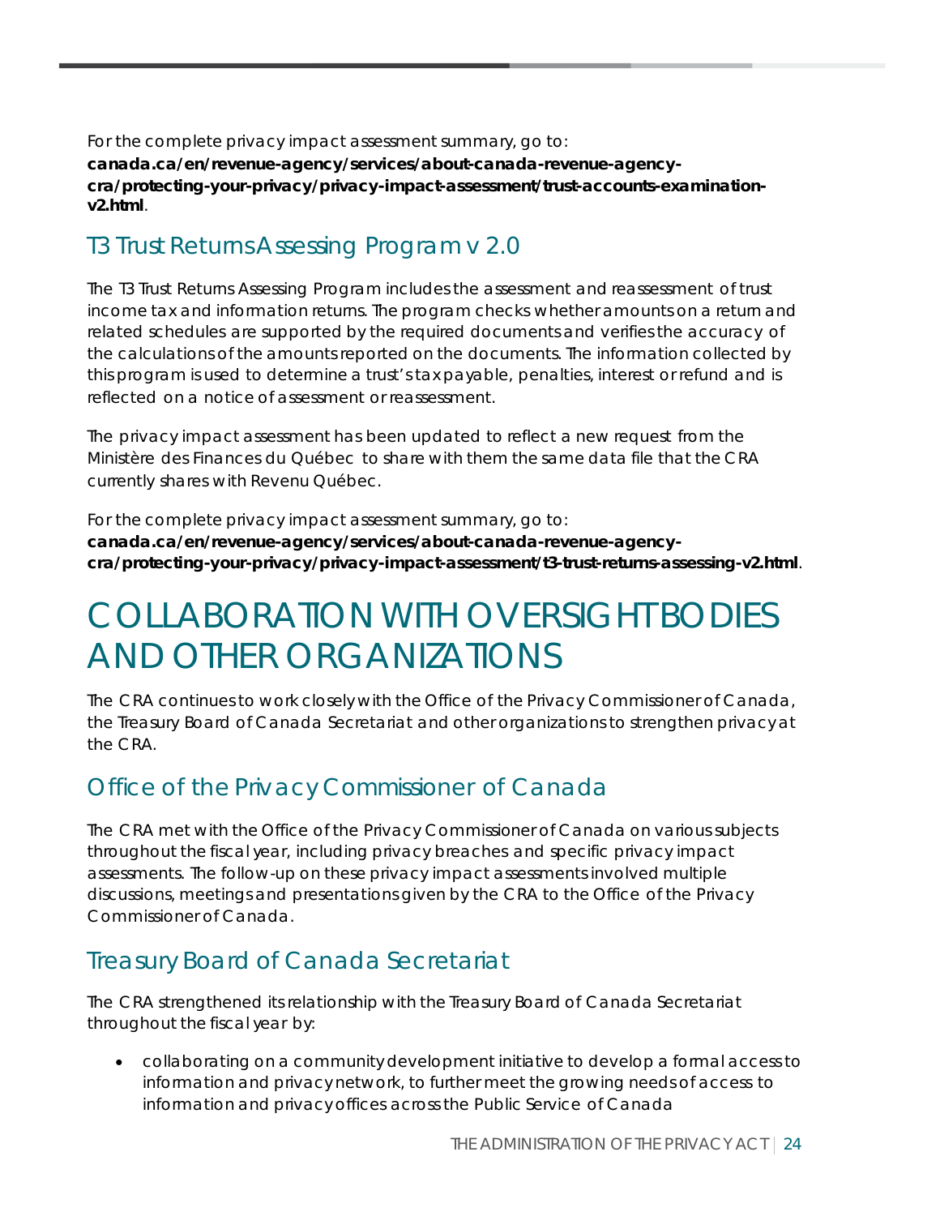For the complete privacy impact assessment summary, go to: **canada.ca/en/revenue-agency/services/about-canada-revenue-agency-cra/protecting-your-privacy/privacy-impact-assessment/trust-accounts-examination-v2.html**.

## T3 Trust Returns Assessing Program v 2.0

The T3 Trust Returns Assessing Program includes the assessment and reassessment of trust income tax and information returns. The program checks whether amounts on a return and related schedules are supported by the required documents and verifies the accuracy of the calculations of the amounts reported on the documents. The information collected by this program is used to determine a trust's tax payable, penalties, interest or refund and is reflected on a notice of assessment or reassessment.

The privacy impact assessment has been updated to reflect a new request from the Ministère des Finances du Québec to share with them the same data file that the CRA currently shares with Revenu Québec.

For the complete privacy impact assessment summary, go to: **canada.ca/en/revenue-agency/services/about-canada-revenue-agency-cra/protecting-your-privacy/privacy-impact-assessment/t3-trust-returns-assessing-v2.html**.

# COLLABORATION WITH OVERSIGHT BODIES AND OTHER ORGANIZATIONS

The CRA continues to work closely with the Office of the Privacy Commissioner of Canada, the Treasury Board of Canada Secretariat and other organizations to strengthen privacy at the CRA.

## Office of the Privacy Commissioner of Canada

The CRA met with the Office of the Privacy Commissioner of Canada on various subjects throughout the fiscal year, including privacy breaches and specific privacy impact assessments. The follow-up on these privacy impact assessments involved multiple discussions, meetings and presentations given by the CRA to the Office of the Privacy Commissioner of Canada.

## Treasury Board of Canada Secretariat

The CRA strengthened its relationship with the Treasury Board of Canada Secretariat throughout the fiscal year by:

- collaborating on a community development initiative to develop a formal access to information and privacy network, to further meet the growing needs of access to information and privacy offices across the Public Service of Canada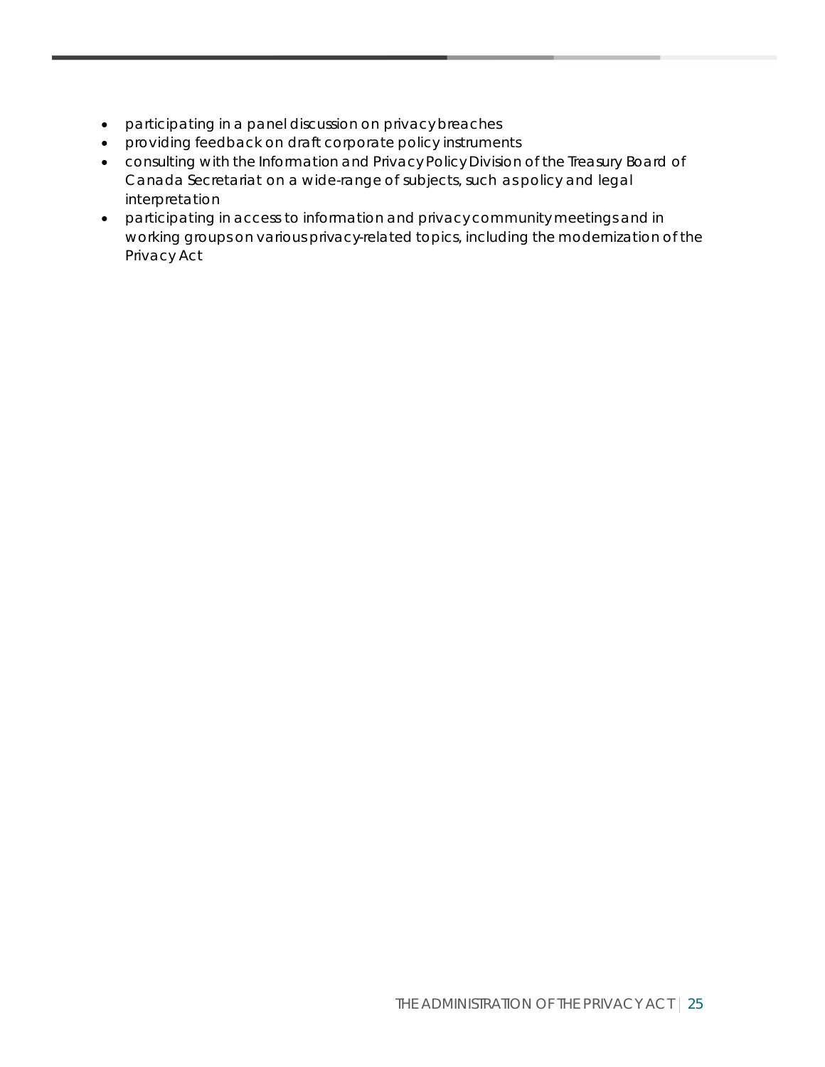- participating in a panel discussion on privacy breaches
- providing feedback on draft corporate policy instruments
- consulting with the Information and Privacy Policy Division of the Treasury Board of Canada Secretariat on a wide-range of subjects, such as policy and legal interpretation
- participating in access to information and privacy community meetings and in working groups on various privacy-related topics, including the modernization of the Privacy Act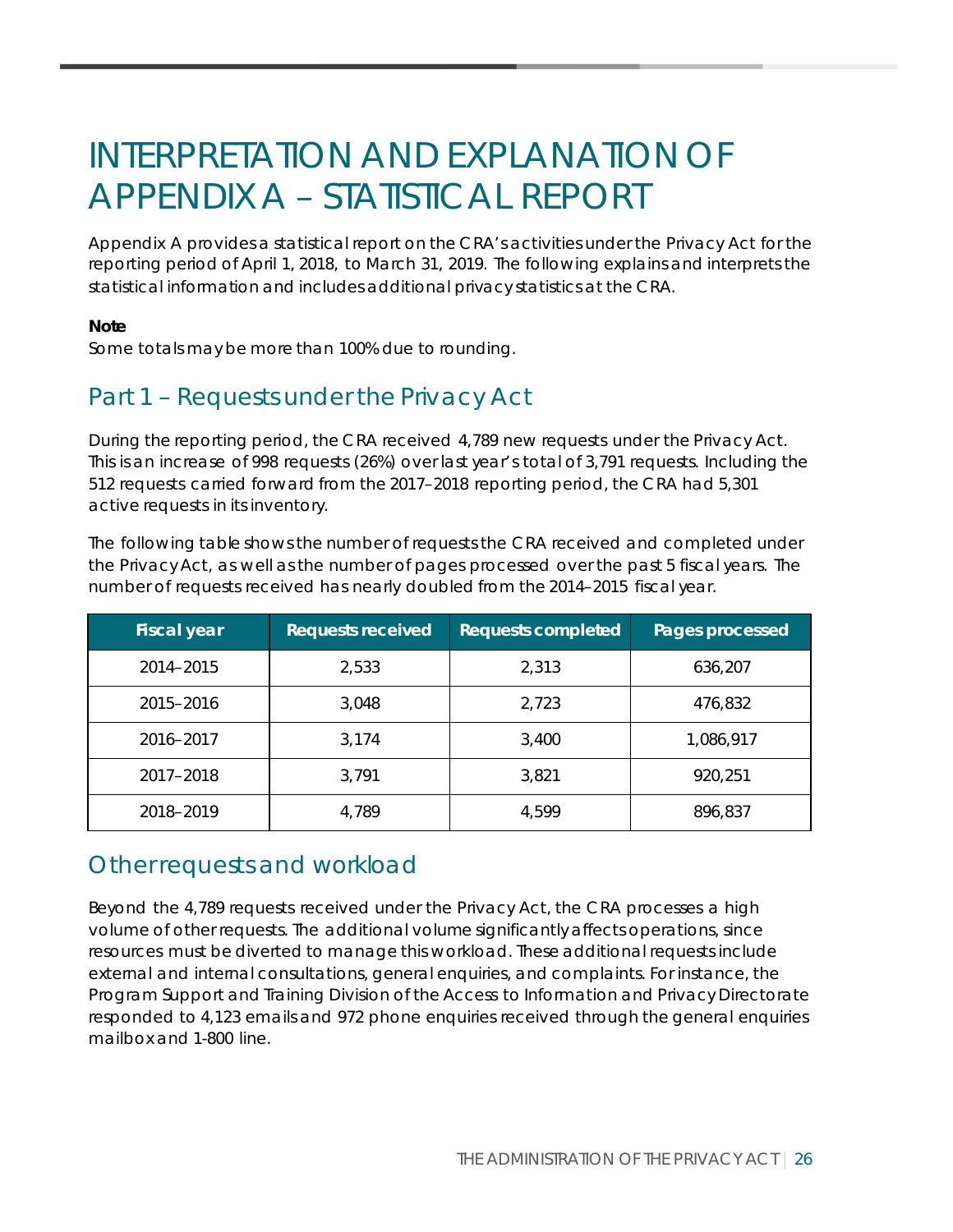# INTERPRETATION AND EXPLANATION OF APPENDIX A – STATISTICAL REPORT

Appendix A provides a statistical report on the CRA's activities under the Privacy Act for the reporting period of April 1, 2018, to March 31, 2019. The following explains and interprets the statistical information and includes additional privacy statistics at the CRA.

**Note**
Some totals may be more than 100% due to rounding.

## Part 1 – Requests under the Privacy Act

During the reporting period, the CRA received 4,789 new requests under the Privacy Act. This is an increase of 998 requests (26%) over last year's total of 3,791 requests. Including the 512 requests carried forward from the 2017–2018 reporting period, the CRA had 5,301 active requests in its inventory.

The following table shows the number of requests the CRA received and completed under the Privacy Act, as well as the number of pages processed over the past 5 fiscal years. The number of requests received has nearly doubled from the 2014–2015 fiscal year.

| Fiscal year | Requests received | Requests completed | Pages processed |
|---|---|---|---|
| 2014–2015 | 2,533 | 2,313 | 636,207 |
| 2015–2016 | 3,048 | 2,723 | 476,832 |
| 2016–2017 | 3,174 | 3,400 | 1,086,917 |
| 2017–2018 | 3,791 | 3,821 | 920,251 |
| 2018–2019 | 4,789 | 4,599 | 896,837 |

## Other requests and workload

Beyond the 4,789 requests received under the Privacy Act, the CRA processes a high volume of other requests. The additional volume significantly affects operations, since resources must be diverted to manage this workload. These additional requests include external and internal consultations, general enquiries, and complaints. For instance, the Program Support and Training Division of the Access to Information and Privacy Directorate responded to 4,123 emails and 972 phone enquiries received through the general enquiries mailbox and 1-800 line.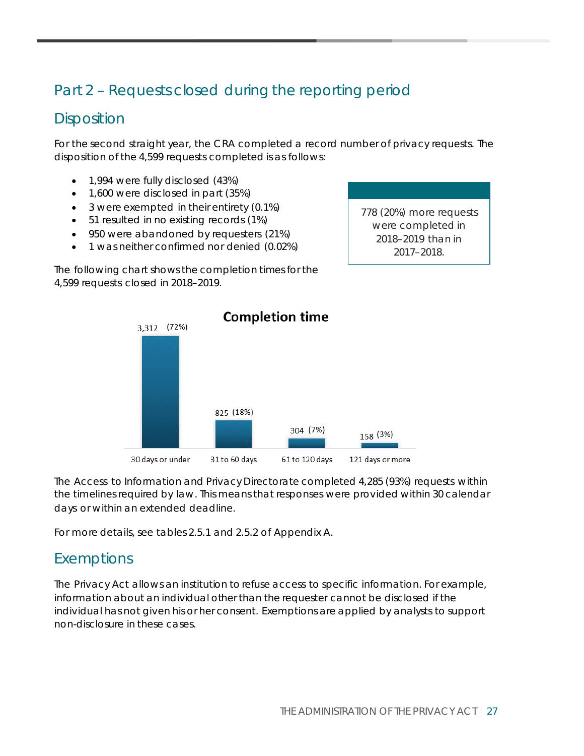# Part 2 – Requests closed during the reporting period

## Disposition

For the second straight year, the CRA completed a record number of privacy requests. The disposition of the 4,599 requests completed is as follows:

- 1,994 were fully disclosed (43%)
- 1,600 were disclosed in part (35%)
- 3 were exempted in their entirety (0.1%)
- 51 resulted in no existing records (1%)
- 950 were abandoned by requesters (21%)
- 1 was neither confirmed nor denied (0.02%)

> 778 (20%) more requests were completed in 2018–2019 than in 2017–2018.

The following chart shows the completion times for the 4,599 requests closed in 2018–2019.

**Completion time**

| Completion time | Requests |
|---|---|
| 30 days or under | 3,312 (72%) |
| 31 to 60 days | 825 (18%) |
| 61 to 120 days | 304 (7%) |
| 121 days or more | 158 (3%) |

The Access to Information and Privacy Directorate completed 4,285 (93%) requests within the timelines required by law. This means that responses were provided within 30 calendar days or within an extended deadline.

For more details, see tables 2.5.1 and 2.5.2 of Appendix A.

## Exemptions

The Privacy Act allows an institution to refuse access to specific information. For example, information about an individual other than the requester cannot be disclosed if the individual has not given his or her consent. Exemptions are applied by analysts to support non-disclosure in these cases.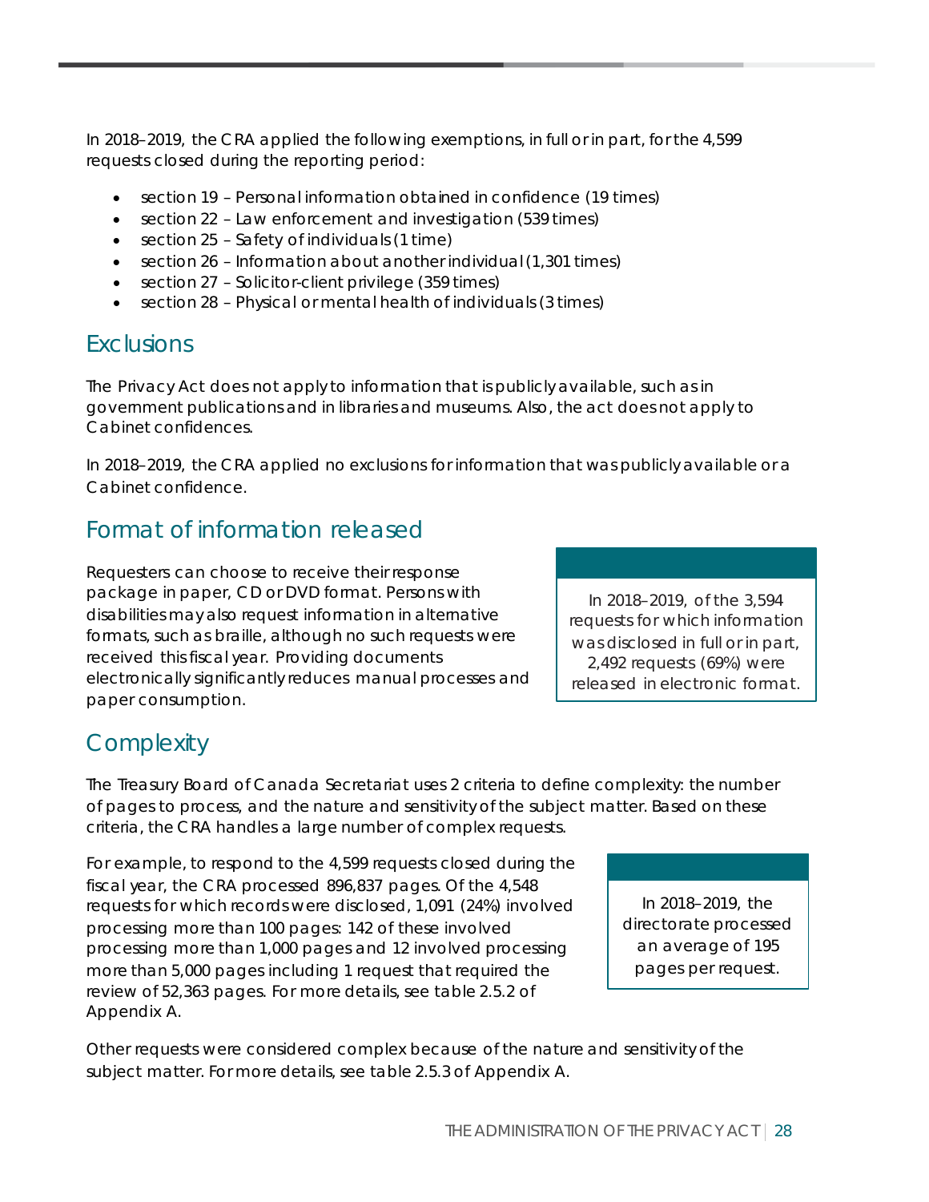In 2018–2019, the CRA applied the following exemptions, in full or in part, for the 4,599 requests closed during the reporting period:

- section 19 – Personal information obtained in confidence (19 times)
- section 22 – Law enforcement and investigation (539 times)
- section 25 – Safety of individuals (1 time)
- section 26 – Information about another individual (1,301 times)
- section 27 – Solicitor-client privilege (359 times)
- section 28 – Physical or mental health of individuals (3 times)

## Exclusions

The Privacy Act does not apply to information that is publicly available, such as in government publications and in libraries and museums. Also, the act does not apply to Cabinet confidences.

In 2018–2019, the CRA applied no exclusions for information that was publicly available or a Cabinet confidence.

## Format of information released

Requesters can choose to receive their response package in paper, CD or DVD format. Persons with disabilities may also request information in alternative formats, such as braille, although no such requests were received this fiscal year. Providing documents electronically significantly reduces manual processes and paper consumption.

> In 2018–2019, of the 3,594 requests for which information was disclosed in full or in part, 2,492 requests (69%) were released in electronic format.

## Complexity

The Treasury Board of Canada Secretariat uses 2 criteria to define complexity: the number of pages to process, and the nature and sensitivity of the subject matter. Based on these criteria, the CRA handles a large number of complex requests.

For example, to respond to the 4,599 requests closed during the fiscal year, the CRA processed 896,837 pages. Of the 4,548 requests for which records were disclosed, 1,091 (24%) involved processing more than 100 pages: 142 of these involved processing more than 1,000 pages and 12 involved processing more than 5,000 pages including 1 request that required the review of 52,363 pages. For more details, see table 2.5.2 of Appendix A.

> In 2018–2019, the directorate processed an average of 195 pages per request.

Other requests were considered complex because of the nature and sensitivity of the subject matter. For more details, see table 2.5.3 of Appendix A.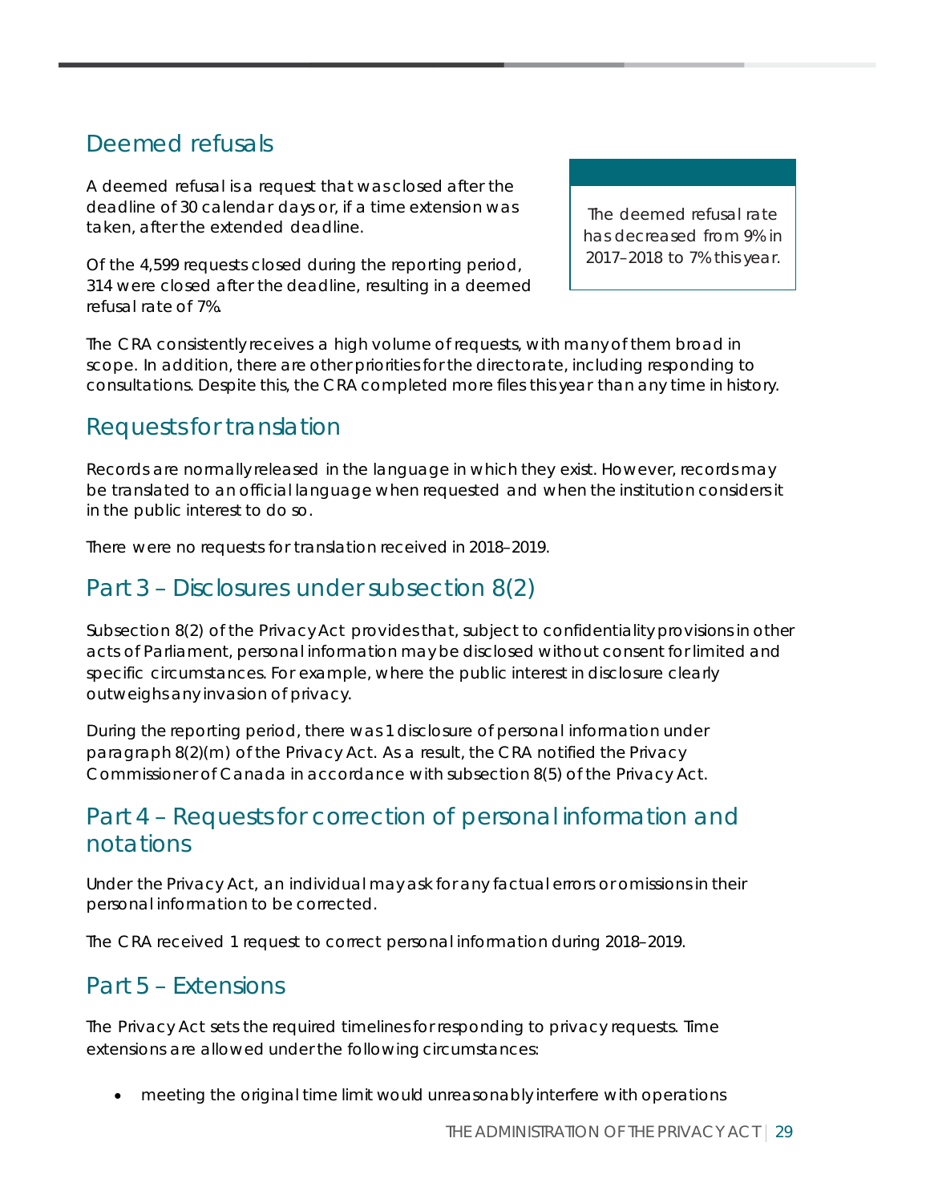## Deemed refusals

A deemed refusal is a request that was closed after the deadline of 30 calendar days or, if a time extension was taken, after the extended deadline.

Of the 4,599 requests closed during the reporting period, 314 were closed after the deadline, resulting in a deemed refusal rate of 7%.

> The deemed refusal rate has decreased from 9% in 2017–2018 to 7% this year.

The CRA consistently receives a high volume of requests, with many of them broad in scope. In addition, there are other priorities for the directorate, including responding to consultations. Despite this, the CRA completed more files this year than any time in history.

## Requests for translation

Records are normally released in the language in which they exist. However, records may be translated to an official language when requested and when the institution considers it in the public interest to do so.

There were no requests for translation received in 2018–2019.

## Part 3 – Disclosures under subsection 8(2)

Subsection 8(2) of the Privacy Act provides that, subject to confidentiality provisions in other acts of Parliament, personal information may be disclosed without consent for limited and specific circumstances. For example, where the public interest in disclosure clearly outweighs any invasion of privacy.

During the reporting period, there was 1 disclosure of personal information under paragraph 8(2)(m) of the Privacy Act. As a result, the CRA notified the Privacy Commissioner of Canada in accordance with subsection 8(5) of the Privacy Act.

## Part 4 – Requests for correction of personal information and notations

Under the Privacy Act, an individual may ask for any factual errors or omissions in their personal information to be corrected.

The CRA received 1 request to correct personal information during 2018–2019.

## Part 5 – Extensions

The Privacy Act sets the required timelines for responding to privacy requests. Time extensions are allowed under the following circumstances:

- meeting the original time limit would unreasonably interfere with operations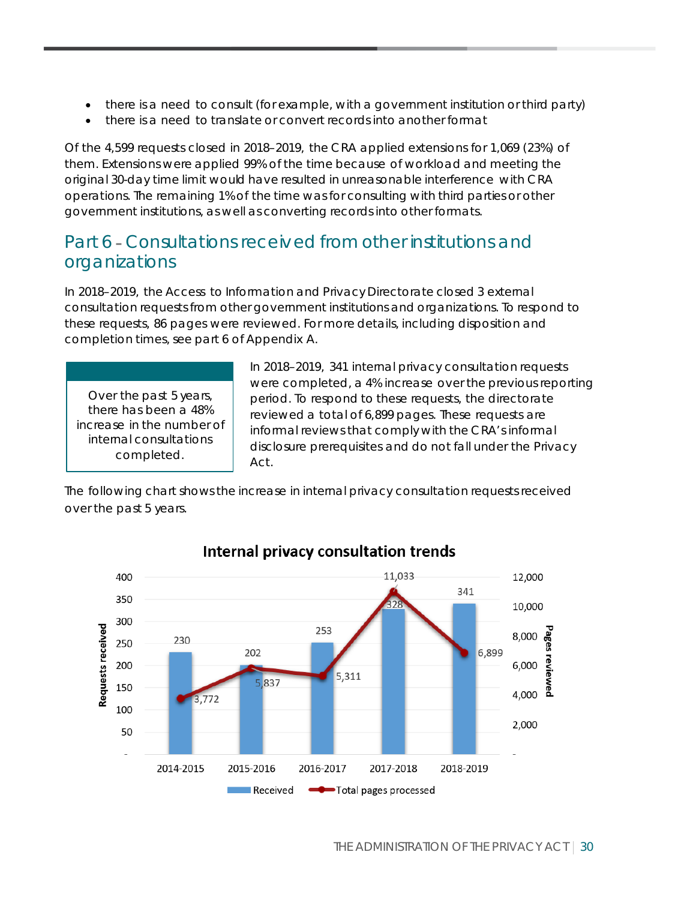- there is a need to consult (for example, with a government institution or third party)
- there is a need to translate or convert records into another format

Of the 4,599 requests closed in 2018–2019, the CRA applied extensions for 1,069 (23%) of them. Extensions were applied 99% of the time because of workload and meeting the original 30-day time limit would have resulted in unreasonable interference with CRA operations. The remaining 1% of the time was for consulting with third parties or other government institutions, as well as converting records into other formats.

## Part 6 – Consultations received from other institutions and organizations

In 2018–2019, the Access to Information and Privacy Directorate closed 3 external consultation requests from other government institutions and organizations. To respond to these requests, 86 pages were reviewed. For more details, including disposition and completion times, see part 6 of Appendix A.

> Over the past 5 years, there has been a 48% increase in the number of internal consultations completed.

In 2018–2019, 341 internal privacy consultation requests were completed, a 4% increase over the previous reporting period. To respond to these requests, the directorate reviewed a total of 6,899 pages. These requests are informal reviews that comply with the CRA's informal disclosure prerequisites and do not fall under the Privacy Act.

The following chart shows the increase in internal privacy consultation requests received over the past 5 years.

**Internal privacy consultation trends**

| | 2014-2015 | 2015-2016 | 2016-2017 | 2017-2018 | 2018-2019 |
|---|---|---|---|---|---|
| Received | 230 | 202 | 253 | 328 | 341 |
| Total pages processed | 3,772 | 5,837 | 5,311 | 11,033 | 6,899 |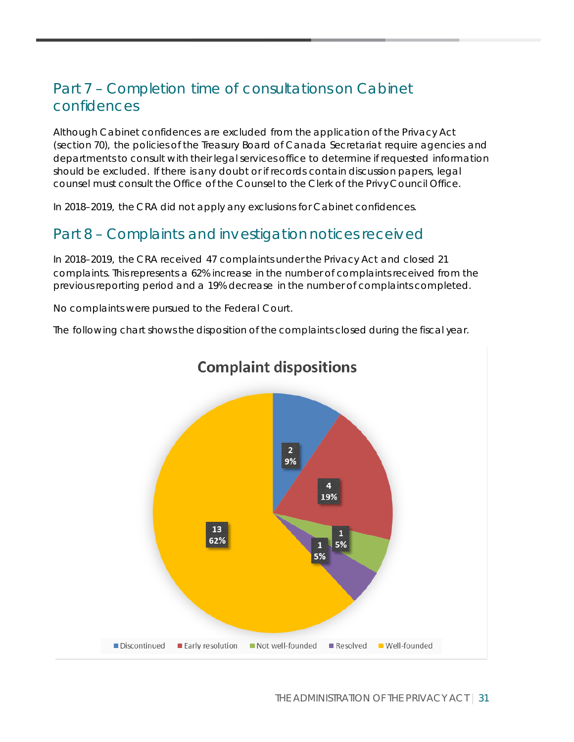## Part 7 – Completion time of consultations on Cabinet confidences

Although Cabinet confidences are excluded from the application of the Privacy Act (section 70), the policies of the Treasury Board of Canada Secretariat require agencies and departments to consult with their legal services office to determine if requested information should be excluded. If there is any doubt or if records contain discussion papers, legal counsel must consult the Office of the Counsel to the Clerk of the Privy Council Office.

In 2018–2019, the CRA did not apply any exclusions for Cabinet confidences.

## Part 8 – Complaints and investigation notices received

In 2018–2019, the CRA received 47 complaints under the Privacy Act and closed 21 complaints. This represents a 62% increase in the number of complaints received from the previous reporting period and a 19% decrease in the number of complaints completed.

No complaints were pursued to the Federal Court.

The following chart shows the disposition of the complaints closed during the fiscal year.

**Complaint dispositions**

| Disposition | Number | Percentage |
|---|---|---|
| Discontinued | 2 | 9% |
| Early resolution | 4 | 19% |
| Not well-founded | 1 | 5% |
| Resolved | 1 | 5% |
| Well-founded | 13 | 62% |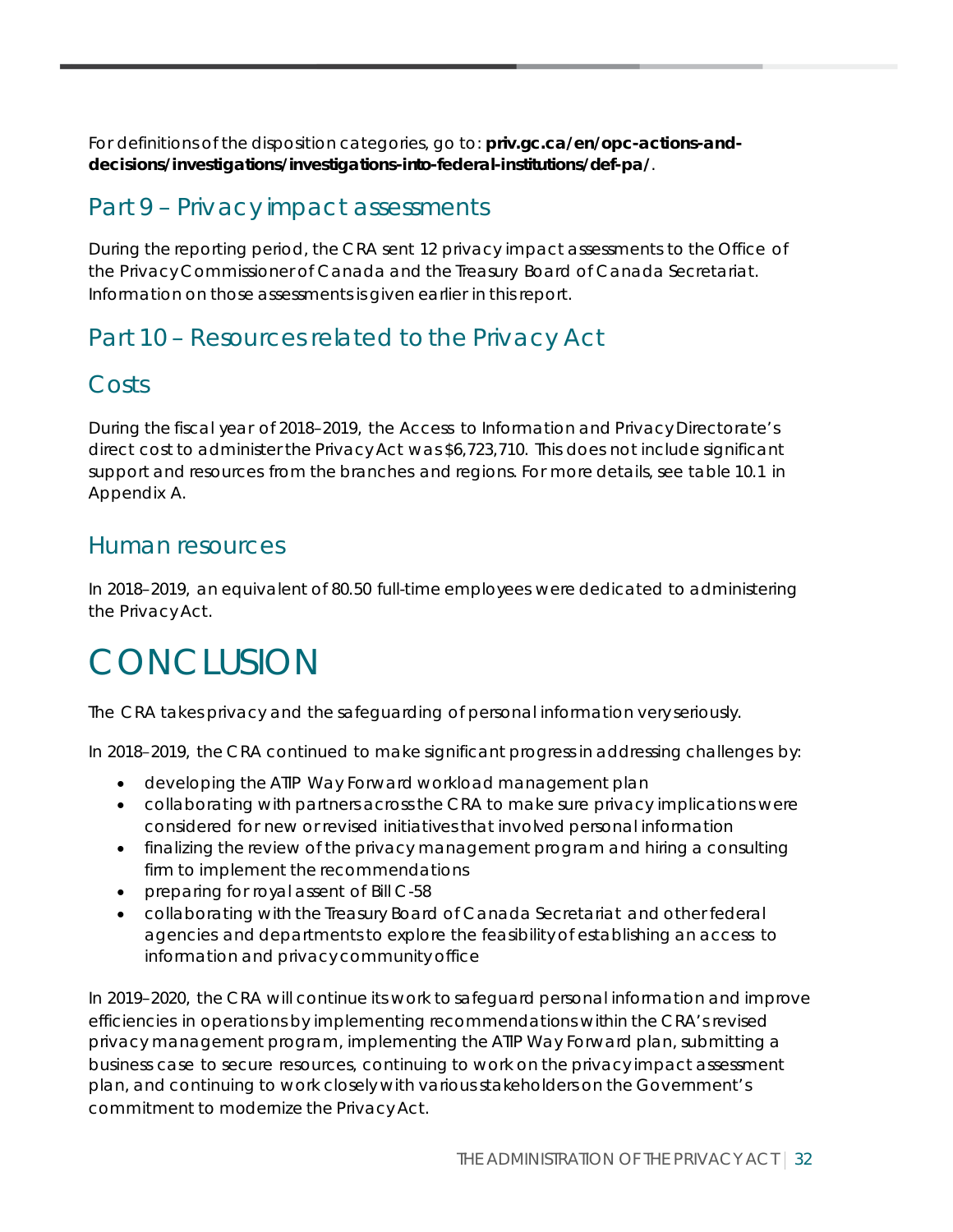For definitions of the disposition categories, go to: **priv.gc.ca/en/opc-actions-and-decisions/investigations/investigations-into-federal-institutions/def-pa/**.

## Part 9 – Privacy impact assessments

During the reporting period, the CRA sent 12 privacy impact assessments to the Office of the Privacy Commissioner of Canada and the Treasury Board of Canada Secretariat. Information on those assessments is given earlier in this report.

## Part 10 – Resources related to the Privacy Act

### Costs

During the fiscal year of 2018–2019, the Access to Information and Privacy Directorate's direct cost to administer the Privacy Act was $6,723,710. This does not include significant support and resources from the branches and regions. For more details, see table 10.1 in Appendix A.

### Human resources

In 2018–2019, an equivalent of 80.50 full-time employees were dedicated to administering the Privacy Act.

# CONCLUSION

The CRA takes privacy and the safeguarding of personal information very seriously.

In 2018–2019, the CRA continued to make significant progress in addressing challenges by:

- developing the ATIP Way Forward workload management plan
- collaborating with partners across the CRA to make sure privacy implications were considered for new or revised initiatives that involved personal information
- finalizing the review of the privacy management program and hiring a consulting firm to implement the recommendations
- preparing for royal assent of Bill C-58
- collaborating with the Treasury Board of Canada Secretariat and other federal agencies and departments to explore the feasibility of establishing an access to information and privacy community office

In 2019–2020, the CRA will continue its work to safeguard personal information and improve efficiencies in operations by implementing recommendations within the CRA's revised privacy management program, implementing the ATIP Way Forward plan, submitting a business case to secure resources, continuing to work on the privacy impact assessment plan, and continuing to work closely with various stakeholders on the Government's commitment to modernize the Privacy Act.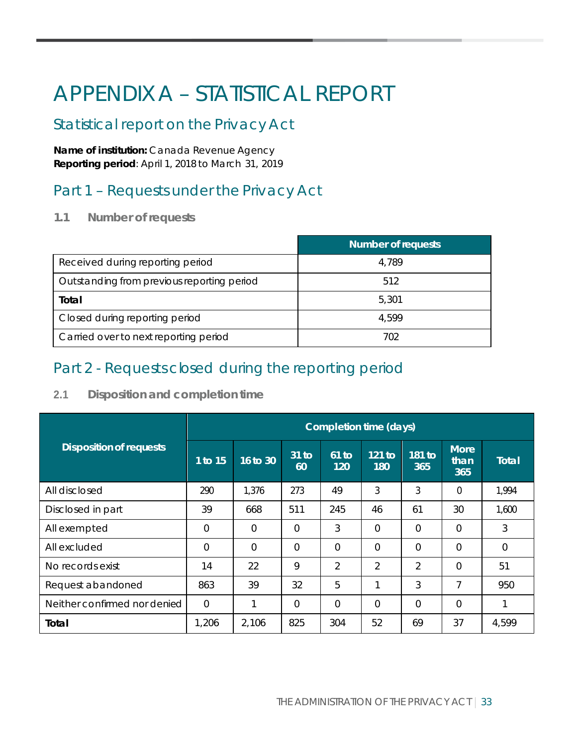# APPENDIX A – STATISTICAL REPORT

## Statistical report on the Privacy Act

**Name of institution:** Canada Revenue Agency
**Reporting period**: April 1, 2018 to March 31, 2019

## Part 1 – Requests under the Privacy Act

### 1.1 Number of requests

| | Number of requests |
|---|---|
| Received during reporting period | 4,789 |
| Outstanding from previous reporting period | 512 |
| **Total** | 5,301 |
| Closed during reporting period | 4,599 |
| Carried over to next reporting period | 702 |

## Part 2 - Requests closed during the reporting period

### 2.1 Disposition and completion time

| Disposition of requests | Completion time (days) | | | | | | | |
|---|---|---|---|---|---|---|---|---|
| | 1 to 15 | 16 to 30 | 31 to 60 | 61 to 120 | 121 to 180 | 181 to 365 | More than 365 | Total |
| All disclosed | 290 | 1,376 | 273 | 49 | 3 | 3 | 0 | 1,994 |
| Disclosed in part | 39 | 668 | 511 | 245 | 46 | 61 | 30 | 1,600 |
| All exempted | 0 | 0 | 0 | 3 | 0 | 0 | 0 | 3 |
| All excluded | 0 | 0 | 0 | 0 | 0 | 0 | 0 | 0 |
| No records exist | 14 | 22 | 9 | 2 | 2 | 2 | 0 | 51 |
| Request abandoned | 863 | 39 | 32 | 5 | 1 | 3 | 7 | 950 |
| Neither confirmed nor denied | 0 | 1 | 0 | 0 | 0 | 0 | 0 | 1 |
| **Total** | 1,206 | 2,106 | 825 | 304 | 52 | 69 | 37 | 4,599 |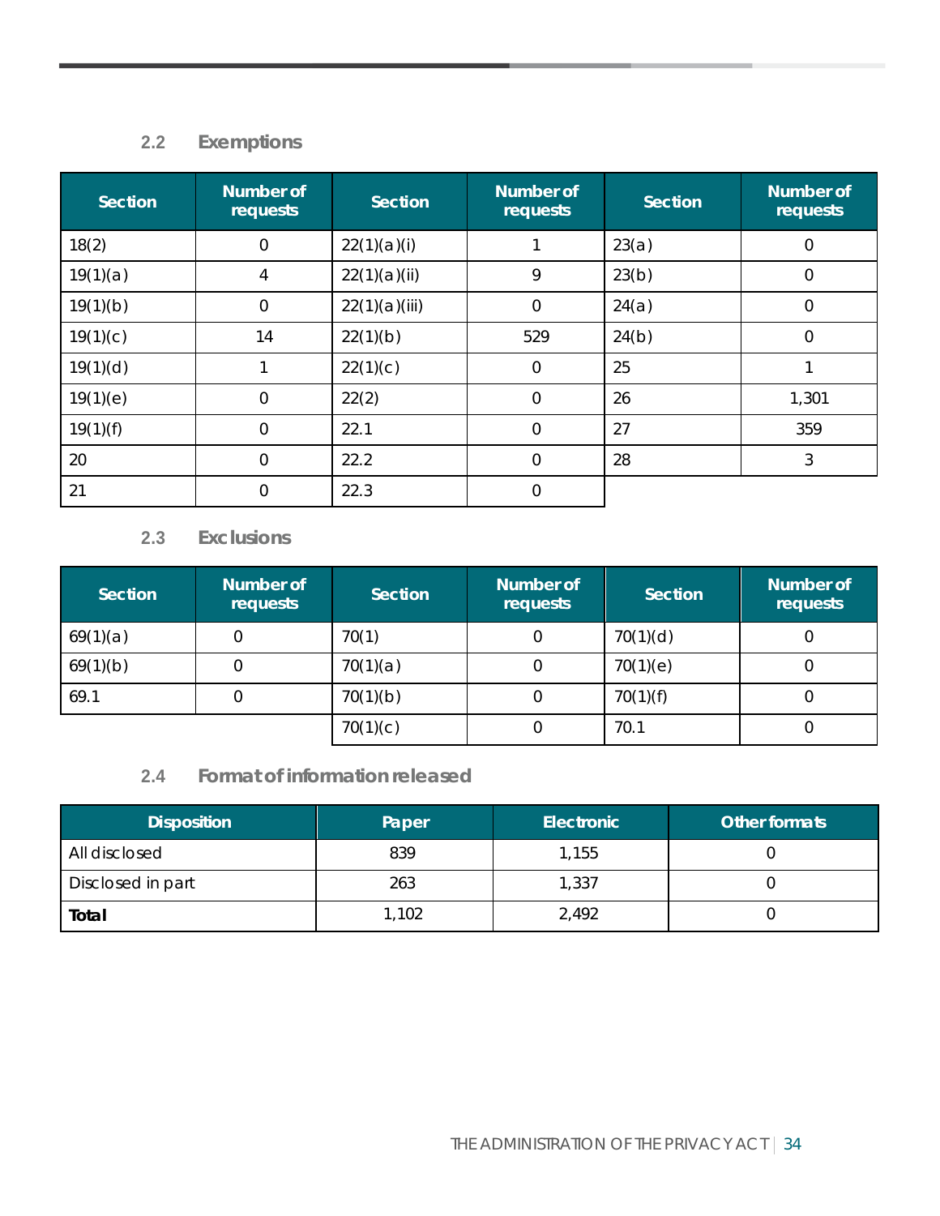### 2.2 Exemptions

| Section | Number of requests | Section | Number of requests | Section | Number of requests |
|---|---|---|---|---|---|
| 18(2) | 0 | 22(1)(a)(i) | 1 | 23(a) | 0 |
| 19(1)(a) | 4 | 22(1)(a)(ii) | 9 | 23(b) | 0 |
| 19(1)(b) | 0 | 22(1)(a)(iii) | 0 | 24(a) | 0 |
| 19(1)(c) | 14 | 22(1)(b) | 529 | 24(b) | 0 |
| 19(1)(d) | 1 | 22(1)(c) | 0 | 25 | 1 |
| 19(1)(e) | 0 | 22(2) | 0 | 26 | 1,301 |
| 19(1)(f) | 0 | 22.1 | 0 | 27 | 359 |
| 20 | 0 | 22.2 | 0 | 28 | 3 |
| 21 | 0 | 22.3 | 0 | | |

### 2.3 Exclusions

| Section | Number of requests | Section | Number of requests | Section | Number of requests |
|---|---|---|---|---|---|
| 69(1)(a) | 0 | 70(1) | 0 | 70(1)(d) | 0 |
| 69(1)(b) | 0 | 70(1)(a) | 0 | 70(1)(e) | 0 |
| 69.1 | 0 | 70(1)(b) | 0 | 70(1)(f) | 0 |
| | | 70(1)(c) | 0 | 70.1 | 0 |

### 2.4 Format of information released

| Disposition | Paper | Electronic | Other formats |
|---|---|---|---|
| All disclosed | 839 | 1,155 | 0 |
| Disclosed in part | 263 | 1,337 | 0 |
| **Total** | 1,102 | 2,492 | 0 |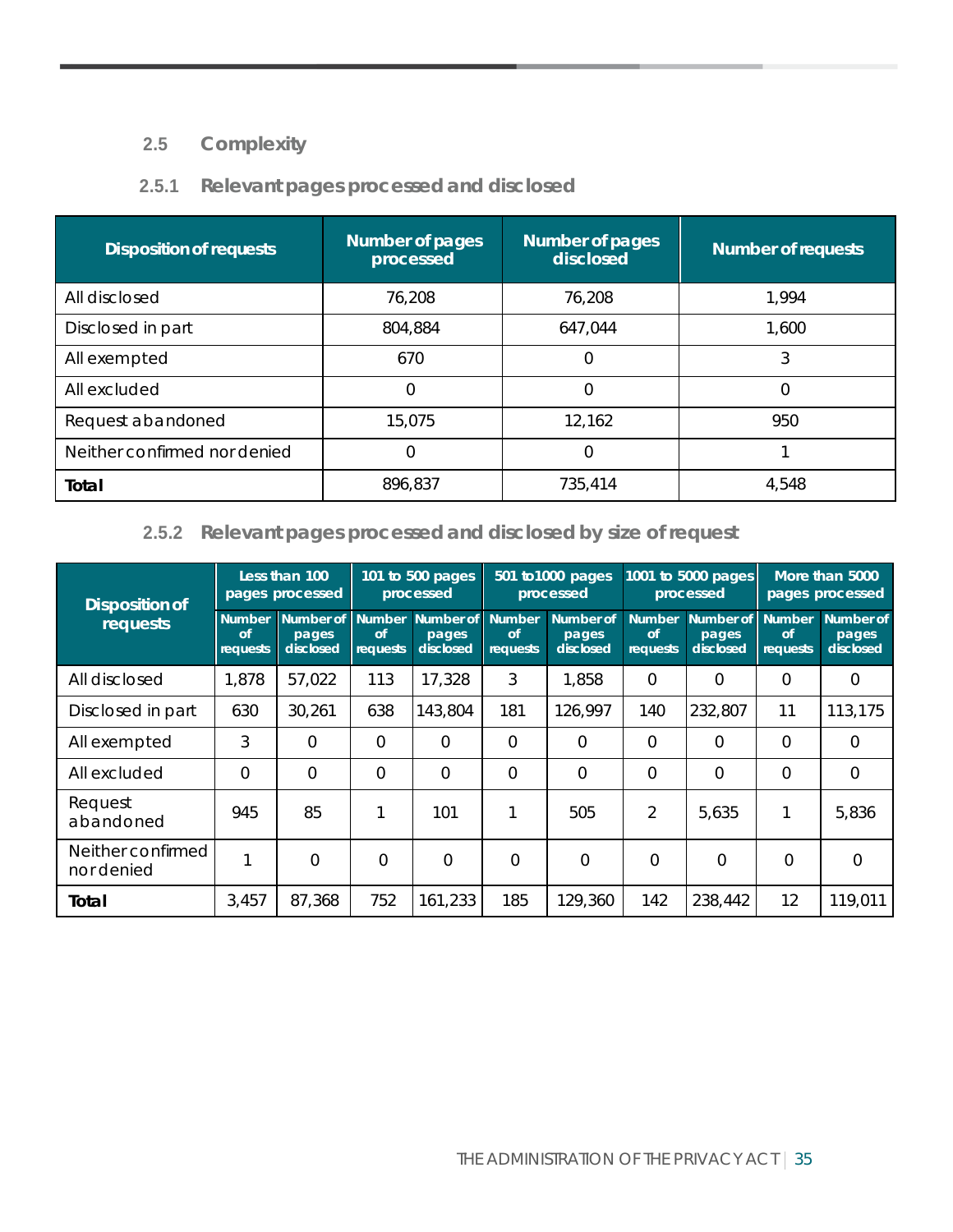## 2.5 Complexity

### 2.5.1 Relevant pages processed and disclosed

| Disposition of requests | Number of pages processed | Number of pages disclosed | Number of requests |
|---|---|---|---|
| All disclosed | 76,208 | 76,208 | 1,994 |
| Disclosed in part | 804,884 | 647,044 | 1,600 |
| All exempted | 670 | 0 | 3 |
| All excluded | 0 | 0 | 0 |
| Request abandoned | 15,075 | 12,162 | 950 |
| Neither confirmed nor denied | 0 | 0 | 1 |
| **Total** | 896,837 | 735,414 | 4,548 |

### 2.5.2 Relevant pages processed and disclosed by size of request

| Disposition of requests | Less than 100 pages processed | | 101 to 500 pages processed | | 501 to1000 pages processed | | 1001 to 5000 pages processed | | More than 5000 pages processed | |
|---|---|---|---|---|---|---|---|---|---|---|
| | Number of requests | Number of pages disclosed | Number of requests | Number of pages disclosed | Number of requests | Number of pages disclosed | Number of requests | Number of pages disclosed | Number of requests | Number of pages disclosed |
| All disclosed | 1,878 | 57,022 | 113 | 17,328 | 3 | 1,858 | 0 | 0 | 0 | 0 |
| Disclosed in part | 630 | 30,261 | 638 | 143,804 | 181 | 126,997 | 140 | 232,807 | 11 | 113,175 |
| All exempted | 3 | 0 | 0 | 0 | 0 | 0 | 0 | 0 | 0 | 0 |
| All excluded | 0 | 0 | 0 | 0 | 0 | 0 | 0 | 0 | 0 | 0 |
| Request abandoned | 945 | 85 | 1 | 101 | 1 | 505 | 2 | 5,635 | 1 | 5,836 |
| Neither confirmed nor denied | 1 | 0 | 0 | 0 | 0 | 0 | 0 | 0 | 0 | 0 |
| **Total** | 3,457 | 87,368 | 752 | 161,233 | 185 | 129,360 | 142 | 238,442 | 12 | 119,011 |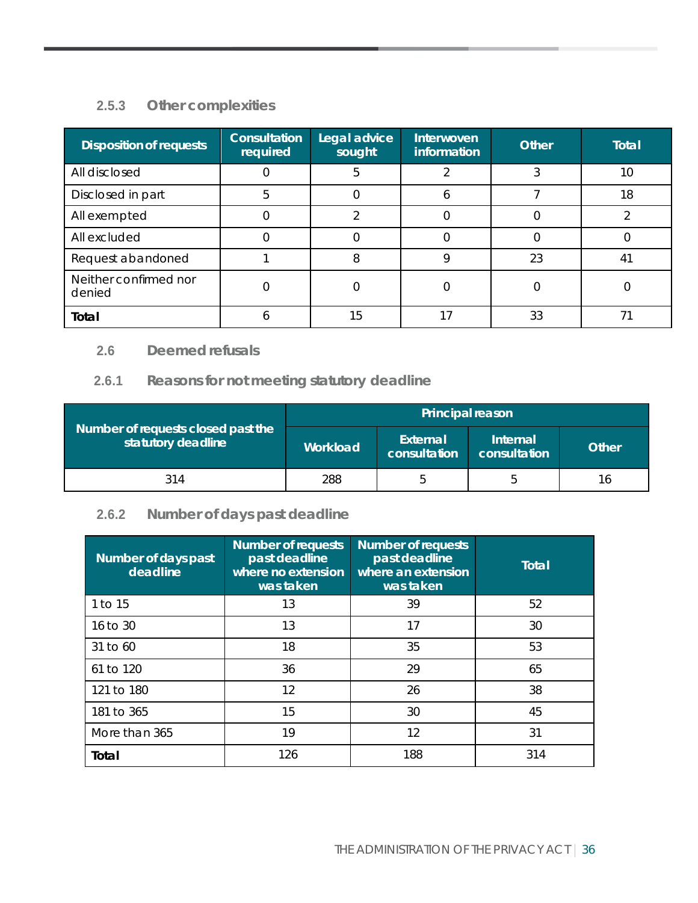### 2.5.3 Other complexities

| Disposition of requests | Consultation required | Legal advice sought | Interwoven information | Other | Total |
|---|---|---|---|---|---|
| All disclosed | 0 | 5 | 2 | 3 | 10 |
| Disclosed in part | 5 | 0 | 6 | 7 | 18 |
| All exempted | 0 | 2 | 0 | 0 | 2 |
| All excluded | 0 | 0 | 0 | 0 | 0 |
| Request abandoned | 1 | 8 | 9 | 23 | 41 |
| Neither confirmed nor denied | 0 | 0 | 0 | 0 | 0 |
| **Total** | 6 | 15 | 17 | 33 | 71 |

## 2.6 Deemed refusals

### 2.6.1 Reasons for not meeting statutory deadline

| Number of requests closed past the statutory deadline | Principal reason | | | |
|---|---|---|---|---|
| | Workload | External consultation | Internal consultation | Other |
| 314 | 288 | 5 | 5 | 16 |

### 2.6.2 Number of days past deadline

| Number of days past deadline | Number of requests past deadline where no extension was taken | Number of requests past deadline where an extension was taken | Total |
|---|---|---|---|
| 1 to 15 | 13 | 39 | 52 |
| 16 to 30 | 13 | 17 | 30 |
| 31 to 60 | 18 | 35 | 53 |
| 61 to 120 | 36 | 29 | 65 |
| 121 to 180 | 12 | 26 | 38 |
| 181 to 365 | 15 | 30 | 45 |
| More than 365 | 19 | 12 | 31 |
| **Total** | 126 | 188 | 314 |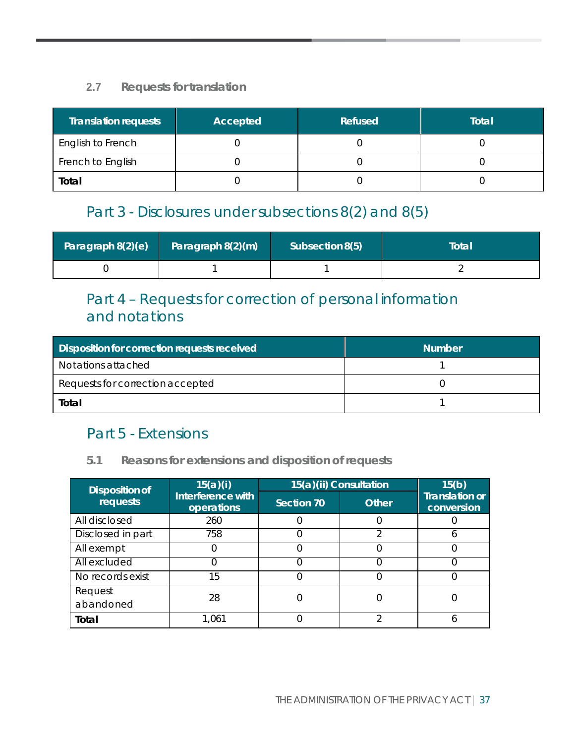### 2.7 Requests for translation

| Translation requests | Accepted | Refused | Total |
|---|---|---|---|
| English to French | 0 | 0 | 0 |
| French to English | 0 | 0 | 0 |
| **Total** | 0 | 0 | 0 |

## Part 3 - Disclosures under subsections 8(2) and 8(5)

| Paragraph 8(2)(e) | Paragraph 8(2)(m) | Subsection 8(5) | Total |
|---|---|---|---|
| 0 | 1 | 1 | 2 |

## Part 4 – Requests for correction of personal information and notations

| Disposition for correction requests received | Number |
|---|---|
| Notations attached | 1 |
| Requests for correction accepted | 0 |
| **Total** | 1 |

## Part 5 - Extensions

### 5.1 Reasons for extensions and disposition of requests

| Disposition of requests | 15(a)(i) Interference with operations | 15(a)(ii) Consultation | | 15(b) Translation or conversion |
|---|---|---|---|---|
| | | Section 70 | Other | |
| All disclosed | 260 | 0 | 0 | 0 |
| Disclosed in part | 758 | 0 | 2 | 6 |
| All exempt | 0 | 0 | 0 | 0 |
| All excluded | 0 | 0 | 0 | 0 |
| No records exist | 15 | 0 | 0 | 0 |
| Request abandoned | 28 | 0 | 0 | 0 |
| **Total** | 1,061 | 0 | 2 | 6 |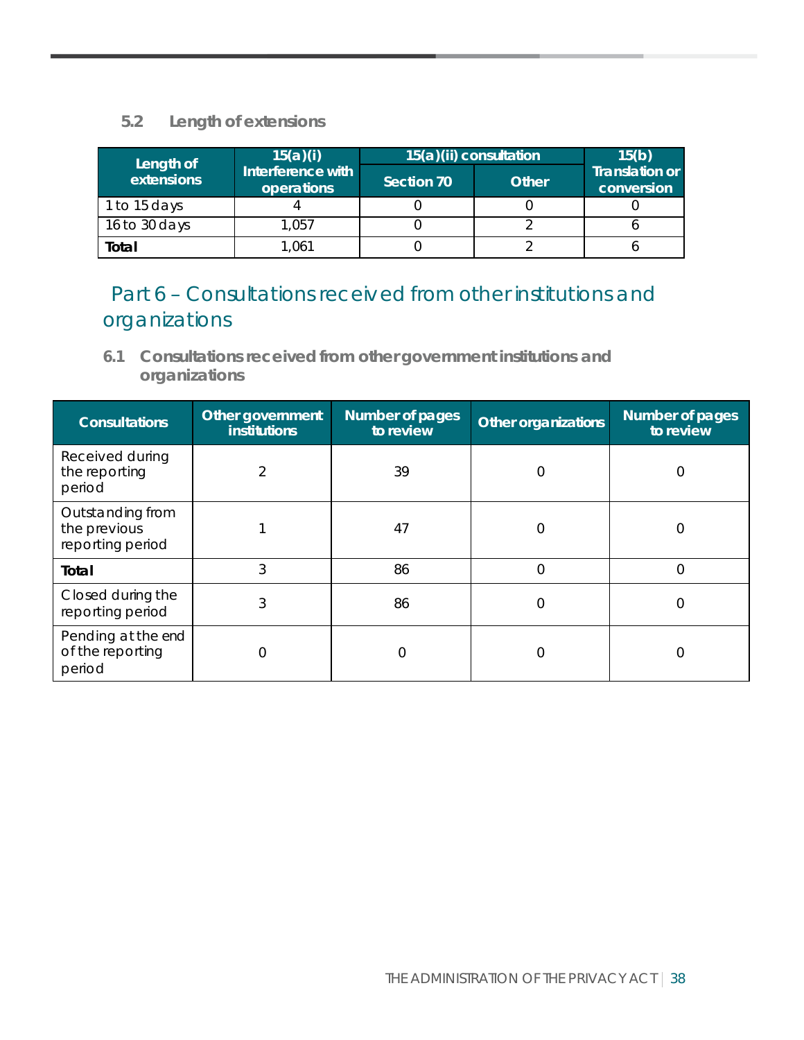### 5.2 Length of extensions

| Length of extensions | 15(a)(i) Interference with operations | 15(a)(ii) consultation | | 15(b) Translation or conversion |
|---|---|---|---|---|
| | | Section 70 | Other | |
| 1 to 15 days | 4 | 0 | 0 | 0 |
| 16 to 30 days | 1,057 | 0 | 2 | 6 |
| **Total** | 1,061 | 0 | 2 | 6 |

## Part 6 – Consultations received from other institutions and organizations

### 6.1 Consultations received from other government institutions and organizations

| Consultations | Other government institutions | Number of pages to review | Other organizations | Number of pages to review |
|---|---|---|---|---|
| Received during the reporting period | 2 | 39 | 0 | 0 |
| Outstanding from the previous reporting period | 1 | 47 | 0 | 0 |
| **Total** | 3 | 86 | 0 | 0 |
| Closed during the reporting period | 3 | 86 | 0 | 0 |
| Pending at the end of the reporting period | 0 | 0 | 0 | 0 |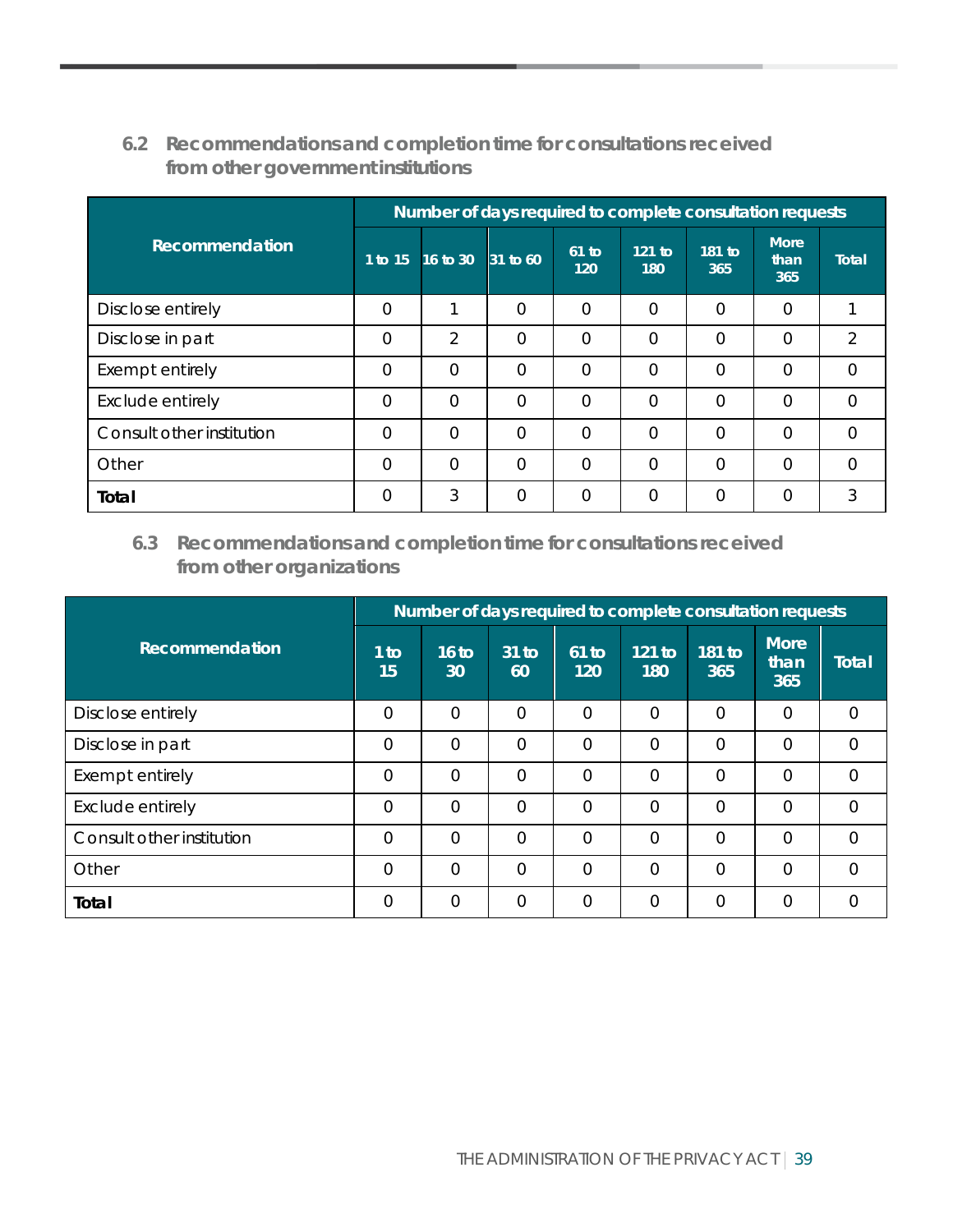### 6.2 Recommendations and completion time for consultations received from other government institutions

| Recommendation | Number of days required to complete consultation requests | | | | | | | |
|---|---|---|---|---|---|---|---|---|
| | 1 to 15 | 16 to 30 | 31 to 60 | 61 to 120 | 121 to 180 | 181 to 365 | More than 365 | Total |
| Disclose entirely | 0 | 1 | 0 | 0 | 0 | 0 | 0 | 1 |
| Disclose in part | 0 | 2 | 0 | 0 | 0 | 0 | 0 | 2 |
| Exempt entirely | 0 | 0 | 0 | 0 | 0 | 0 | 0 | 0 |
| Exclude entirely | 0 | 0 | 0 | 0 | 0 | 0 | 0 | 0 |
| Consult other institution | 0 | 0 | 0 | 0 | 0 | 0 | 0 | 0 |
| Other | 0 | 0 | 0 | 0 | 0 | 0 | 0 | 0 |
| **Total** | 0 | 3 | 0 | 0 | 0 | 0 | 0 | 3 |

### 6.3 Recommendations and completion time for consultations received from other organizations

| Recommendation | Number of days required to complete consultation requests | | | | | | | |
|---|---|---|---|---|---|---|---|---|
| | 1 to 15 | 16 to 30 | 31 to 60 | 61 to 120 | 121 to 180 | 181 to 365 | More than 365 | Total |
| Disclose entirely | 0 | 0 | 0 | 0 | 0 | 0 | 0 | 0 |
| Disclose in part | 0 | 0 | 0 | 0 | 0 | 0 | 0 | 0 |
| Exempt entirely | 0 | 0 | 0 | 0 | 0 | 0 | 0 | 0 |
| Exclude entirely | 0 | 0 | 0 | 0 | 0 | 0 | 0 | 0 |
| Consult other institution | 0 | 0 | 0 | 0 | 0 | 0 | 0 | 0 |
| Other | 0 | 0 | 0 | 0 | 0 | 0 | 0 | 0 |
| **Total** | 0 | 0 | 0 | 0 | 0 | 0 | 0 | 0 |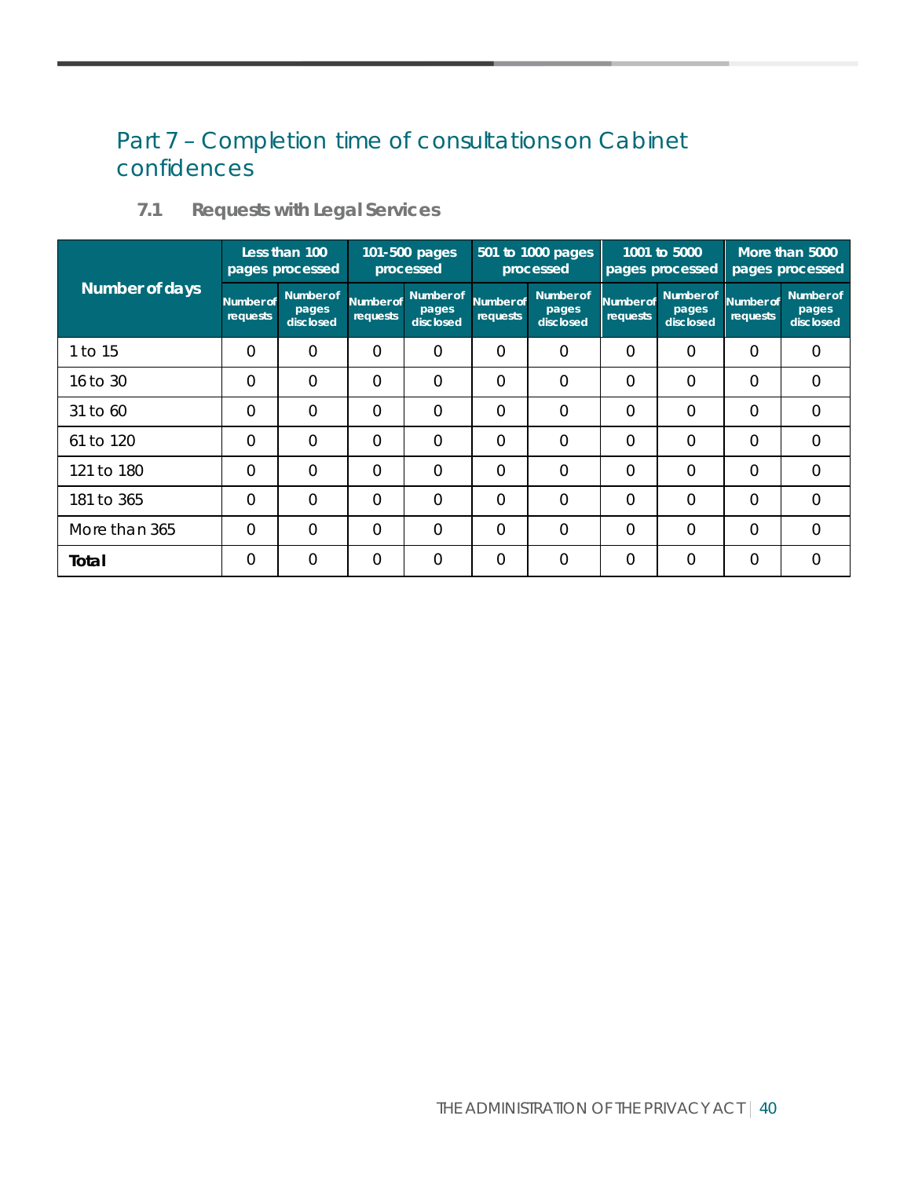## Part 7 – Completion time of consultations on Cabinet confidences

### 7.1 Requests with Legal Services

| Number of days | Less than 100 pages processed | | 101-500 pages processed | | 501 to 1000 pages processed | | 1001 to 5000 pages processed | | More than 5000 pages processed | |
|---|---|---|---|---|---|---|---|---|---|---|
| | Number of requests | Number of pages disclosed | Number of requests | Number of pages disclosed | Number of requests | Number of pages disclosed | Number of requests | Number of pages disclosed | Number of requests | Number of pages disclosed |
| 1 to 15 | 0 | 0 | 0 | 0 | 0 | 0 | 0 | 0 | 0 | 0 |
| 16 to 30 | 0 | 0 | 0 | 0 | 0 | 0 | 0 | 0 | 0 | 0 |
| 31 to 60 | 0 | 0 | 0 | 0 | 0 | 0 | 0 | 0 | 0 | 0 |
| 61 to 120 | 0 | 0 | 0 | 0 | 0 | 0 | 0 | 0 | 0 | 0 |
| 121 to 180 | 0 | 0 | 0 | 0 | 0 | 0 | 0 | 0 | 0 | 0 |
| 181 to 365 | 0 | 0 | 0 | 0 | 0 | 0 | 0 | 0 | 0 | 0 |
| More than 365 | 0 | 0 | 0 | 0 | 0 | 0 | 0 | 0 | 0 | 0 |
| **Total** | 0 | 0 | 0 | 0 | 0 | 0 | 0 | 0 | 0 | 0 |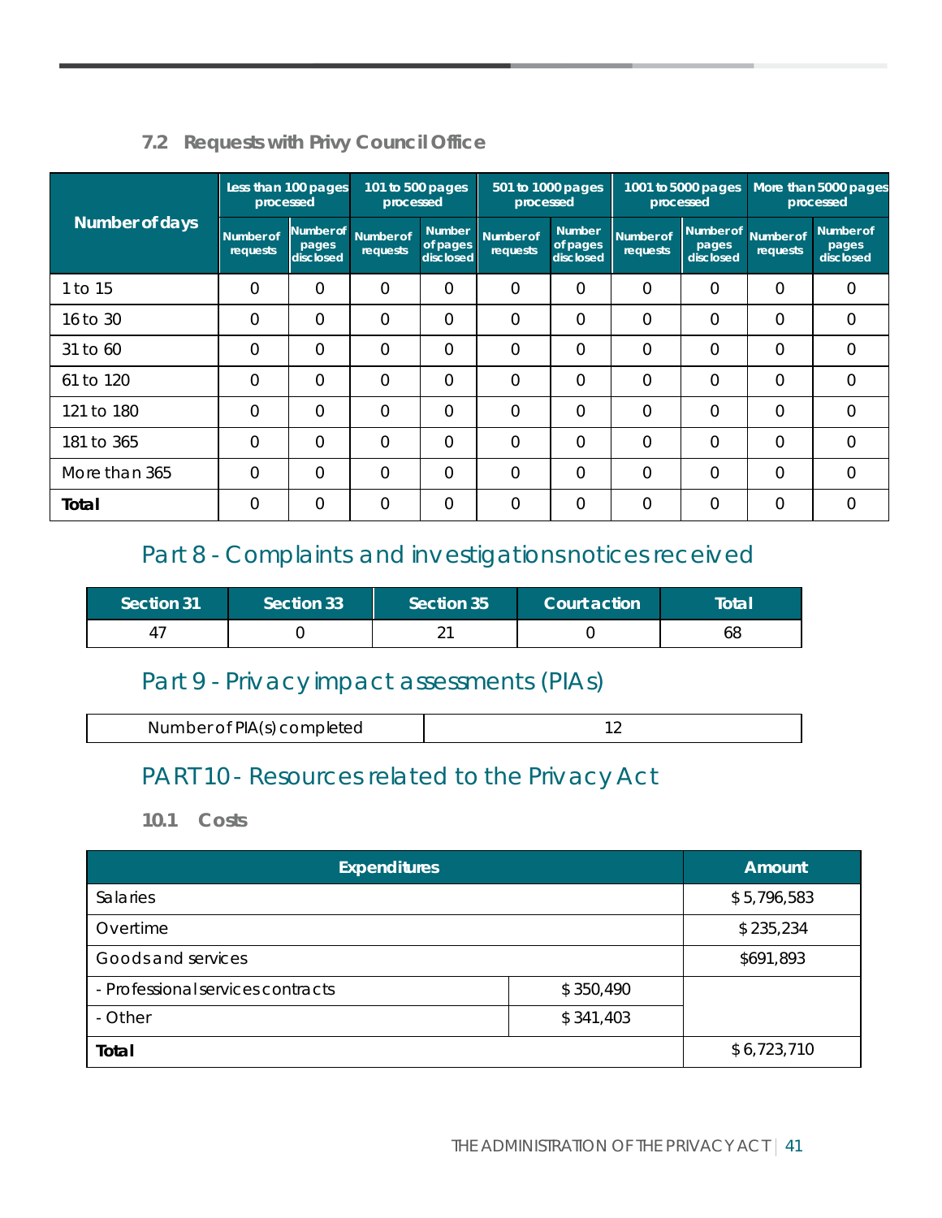### 7.2 Requests with Privy Council Office

| Number of days | Less than 100 pages processed | | 101 to 500 pages processed | | 501 to 1000 pages processed | | 1001 to 5000 pages processed | | More than 5000 pages processed | |
|---|---|---|---|---|---|---|---|---|---|---|
| | Number of requests | Number of pages disclosed | Number of requests | Number of pages disclosed | Number of requests | Number of pages disclosed | Number of requests | Number of pages disclosed | Number of requests | Number of pages disclosed |
| 1 to 15 | 0 | 0 | 0 | 0 | 0 | 0 | 0 | 0 | 0 | 0 |
| 16 to 30 | 0 | 0 | 0 | 0 | 0 | 0 | 0 | 0 | 0 | 0 |
| 31 to 60 | 0 | 0 | 0 | 0 | 0 | 0 | 0 | 0 | 0 | 0 |
| 61 to 120 | 0 | 0 | 0 | 0 | 0 | 0 | 0 | 0 | 0 | 0 |
| 121 to 180 | 0 | 0 | 0 | 0 | 0 | 0 | 0 | 0 | 0 | 0 |
| 181 to 365 | 0 | 0 | 0 | 0 | 0 | 0 | 0 | 0 | 0 | 0 |
| More than 365 | 0 | 0 | 0 | 0 | 0 | 0 | 0 | 0 | 0 | 0 |
| **Total** | 0 | 0 | 0 | 0 | 0 | 0 | 0 | 0 | 0 | 0 |

## Part 8 - Complaints and investigations notices received

| Section 31 | Section 33 | Section 35 | Court action | Total |
|---|---|---|---|---|
| 47 | 0 | 21 | 0 | 68 |

## Part 9 - Privacy impact assessments (PIAs)

| Number of PIA(s) completed | 12 |
|---|---|

## PART 10 - Resources related to the Privacy Act

### 10.1 Costs

| Expenditures | | Amount |
|---|---|---|
| Salaries | | $ 5,796,583 |
| Overtime | | $ 235,234 |
| Goods and services | | $691,893 |
| - Professional services contracts | $ 350,490 | |
| - Other | $ 341,403 | |
| **Total** | | $ 6,723,710 |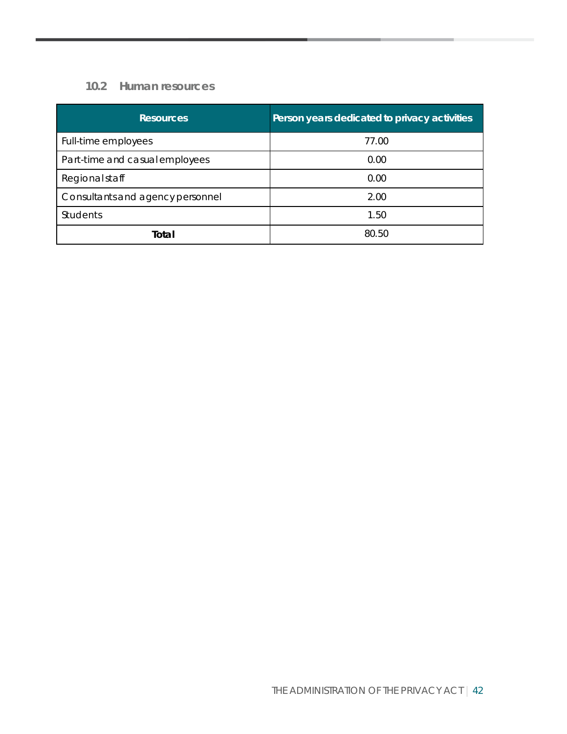### 10.2 Human resources

| Resources | Person years dedicated to privacy activities |
|---|---|
| Full-time employees | 77.00 |
| Part-time and casual employees | 0.00 |
| Regional staff | 0.00 |
| Consultants and agency personnel | 2.00 |
| Students | 1.50 |
| **Total** | 80.50 |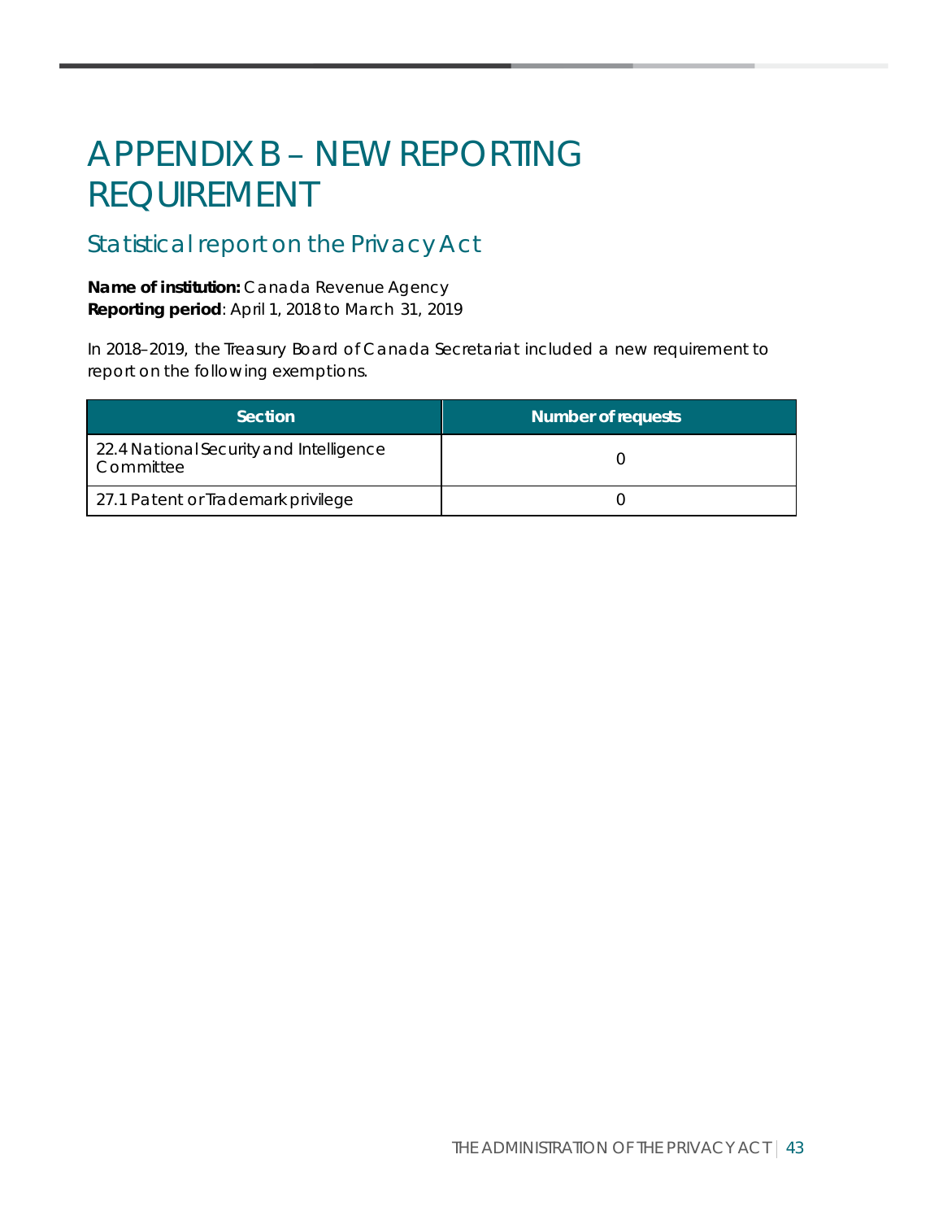# APPENDIX B – NEW REPORTING REQUIREMENT

## Statistical report on the Privacy Act

**Name of institution:** Canada Revenue Agency
**Reporting period**: April 1, 2018 to March 31, 2019

In 2018–2019, the Treasury Board of Canada Secretariat included a new requirement to report on the following exemptions.

| Section | Number of requests |
|---|---|
| 22.4 National Security and Intelligence Committee | 0 |
| 27.1 Patent or Trademark privilege | 0 |